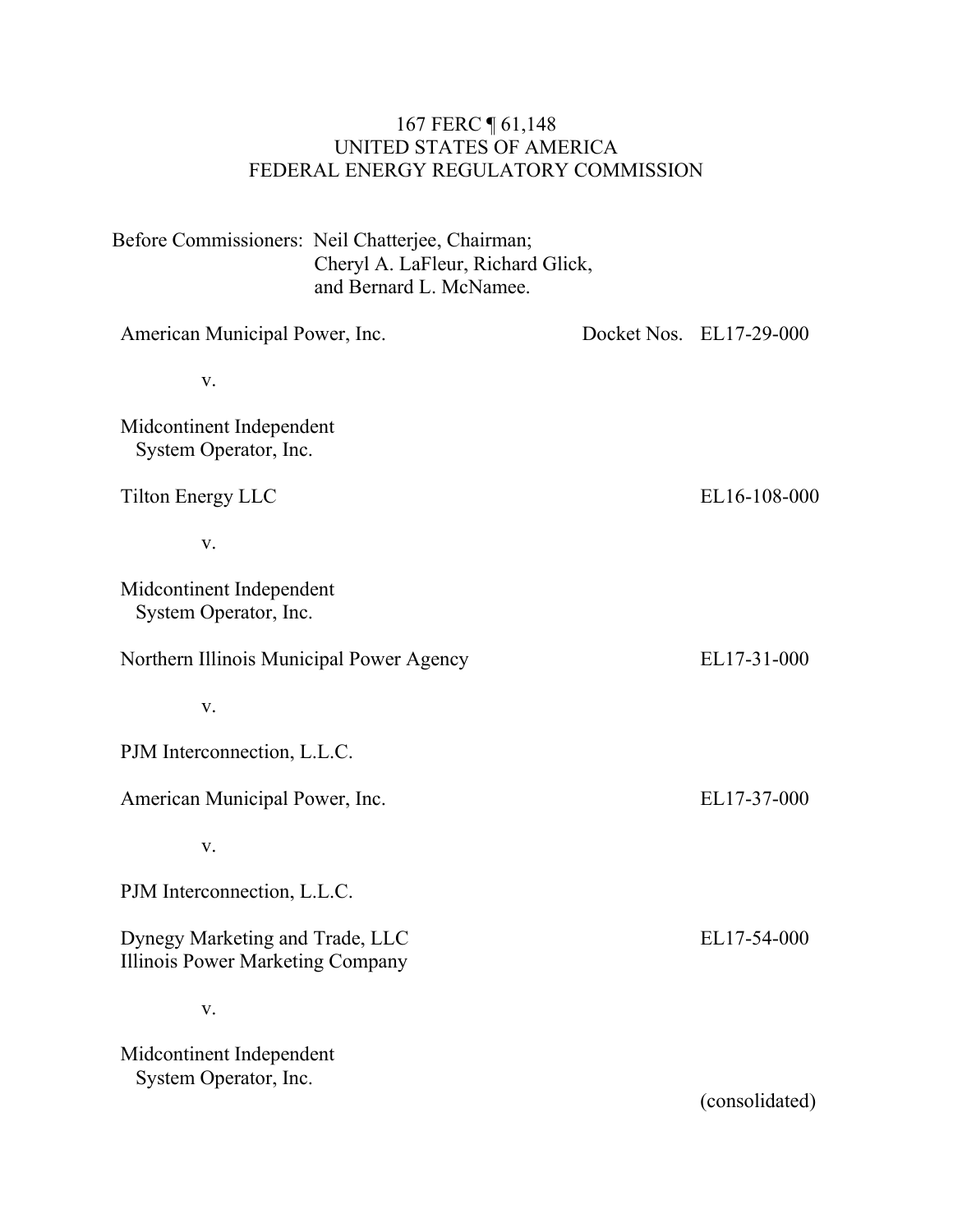167 FERC ¶ 61,148
UNITED STATES OF AMERICA
FEDERAL ENERGY REGULATORY COMMISSION

Before Commissioners: Neil Chatterjee, Chairman;
Cheryl A. LaFleur, Richard Glick,
and Bernard L. McNamee.

| | |
|---|---|
| American Municipal Power, Inc.<br><br>v.<br><br>Midcontinent Independent System Operator, Inc. | Docket Nos. EL17-29-000 |
| Tilton Energy LLC<br><br>v.<br><br>Midcontinent Independent System Operator, Inc. | EL16-108-000 |
| Northern Illinois Municipal Power Agency<br><br>v.<br><br>PJM Interconnection, L.L.C. | EL17-31-000 |
| American Municipal Power, Inc.<br><br>v.<br><br>PJM Interconnection, L.L.C. | EL17-37-000 |
| Dynegy Marketing and Trade, LLC<br>Illinois Power Marketing Company<br><br>v.<br><br>Midcontinent Independent System Operator, Inc. | EL17-54-000 |
| | (consolidated) |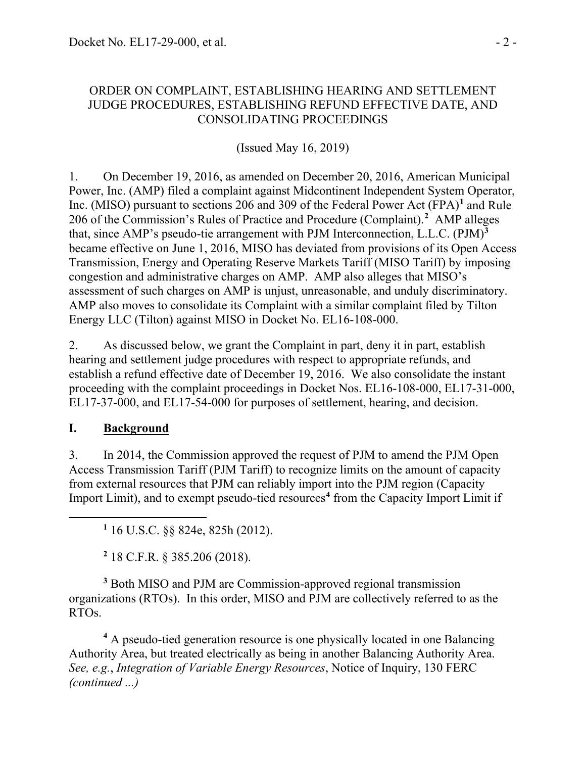ORDER ON COMPLAINT, ESTABLISHING HEARING AND SETTLEMENT JUDGE PROCEDURES, ESTABLISHING REFUND EFFECTIVE DATE, AND CONSOLIDATING PROCEEDINGS

(Issued May 16, 2019)

1. On December 19, 2016, as amended on December 20, 2016, American Municipal Power, Inc. (AMP) filed a complaint against Midcontinent Independent System Operator, Inc. (MISO) pursuant to sections 206 and 309 of the Federal Power Act (FPA)[1] and Rule 206 of the Commission's Rules of Practice and Procedure (Complaint).[2] AMP alleges that, since AMP's pseudo-tie arrangement with PJM Interconnection, L.L.C. (PJM)[3] became effective on June 1, 2016, MISO has deviated from provisions of its Open Access Transmission, Energy and Operating Reserve Markets Tariff (MISO Tariff) by imposing congestion and administrative charges on AMP. AMP also alleges that MISO's assessment of such charges on AMP is unjust, unreasonable, and unduly discriminatory. AMP also moves to consolidate its Complaint with a similar complaint filed by Tilton Energy LLC (Tilton) against MISO in Docket No. EL16-108-000.

2. As discussed below, we grant the Complaint in part, deny it in part, establish hearing and settlement judge procedures with respect to appropriate refunds, and establish a refund effective date of December 19, 2016. We also consolidate the instant proceeding with the complaint proceedings in Docket Nos. EL16-108-000, EL17-31-000, EL17-37-000, and EL17-54-000 for purposes of settlement, hearing, and decision.

## I. Background

3. In 2014, the Commission approved the request of PJM to amend the PJM Open Access Transmission Tariff (PJM Tariff) to recognize limits on the amount of capacity from external resources that PJM can reliably import into the PJM region (Capacity Import Limit), and to exempt pseudo-tied resources[4] from the Capacity Import Limit if

---

[1] 16 U.S.C. §§ 824e, 825h (2012).

[2] 18 C.F.R. § 385.206 (2018).

[3] Both MISO and PJM are Commission-approved regional transmission organizations (RTOs). In this order, MISO and PJM are collectively referred to as the RTOs.

[4] A pseudo-tied generation resource is one physically located in one Balancing Authority Area, but treated electrically as being in another Balancing Authority Area. *See, e.g.*, *Integration of Variable Energy Resources*, Notice of Inquiry, 130 FERC *(continued ...)*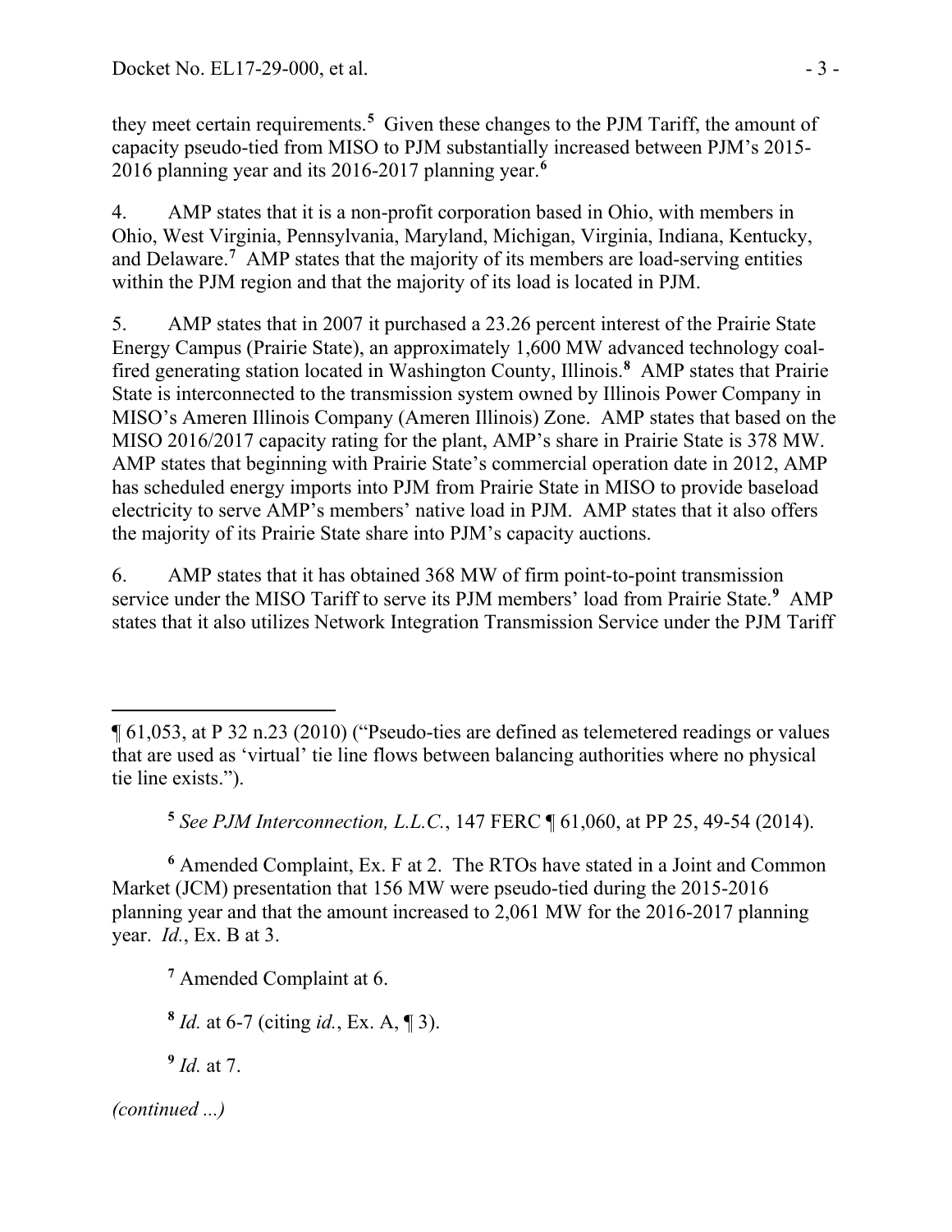they meet certain requirements.[5] Given these changes to the PJM Tariff, the amount of capacity pseudo-tied from MISO to PJM substantially increased between PJM's 2015-2016 planning year and its 2016-2017 planning year.[6]

4. AMP states that it is a non-profit corporation based in Ohio, with members in Ohio, West Virginia, Pennsylvania, Maryland, Michigan, Virginia, Indiana, Kentucky, and Delaware.[7] AMP states that the majority of its members are load-serving entities within the PJM region and that the majority of its load is located in PJM.

5. AMP states that in 2007 it purchased a 23.26 percent interest of the Prairie State Energy Campus (Prairie State), an approximately 1,600 MW advanced technology coal-fired generating station located in Washington County, Illinois.[8] AMP states that Prairie State is interconnected to the transmission system owned by Illinois Power Company in MISO's Ameren Illinois Company (Ameren Illinois) Zone. AMP states that based on the MISO 2016/2017 capacity rating for the plant, AMP's share in Prairie State is 378 MW. AMP states that beginning with Prairie State's commercial operation date in 2012, AMP has scheduled energy imports into PJM from Prairie State in MISO to provide baseload electricity to serve AMP's members' native load in PJM. AMP states that it also offers the majority of its Prairie State share into PJM's capacity auctions.

6. AMP states that it has obtained 368 MW of firm point-to-point transmission service under the MISO Tariff to serve its PJM members' load from Prairie State.[9] AMP states that it also utilizes Network Integration Transmission Service under the PJM Tariff

---

¶ 61,053, at P 32 n.23 (2010) ("Pseudo-ties are defined as telemetered readings or values that are used as 'virtual' tie line flows between balancing authorities where no physical tie line exists.").

[5] *See PJM Interconnection, L.L.C.*, 147 FERC ¶ 61,060, at PP 25, 49-54 (2014).

[6] Amended Complaint, Ex. F at 2. The RTOs have stated in a Joint and Common Market (JCM) presentation that 156 MW were pseudo-tied during the 2015-2016 planning year and that the amount increased to 2,061 MW for the 2016-2017 planning year. *Id.*, Ex. B at 3.

[7] Amended Complaint at 6.

[8] *Id.* at 6-7 (citing *id.*, Ex. A, ¶ 3).

[9] *Id.* at 7.

*(continued ...)*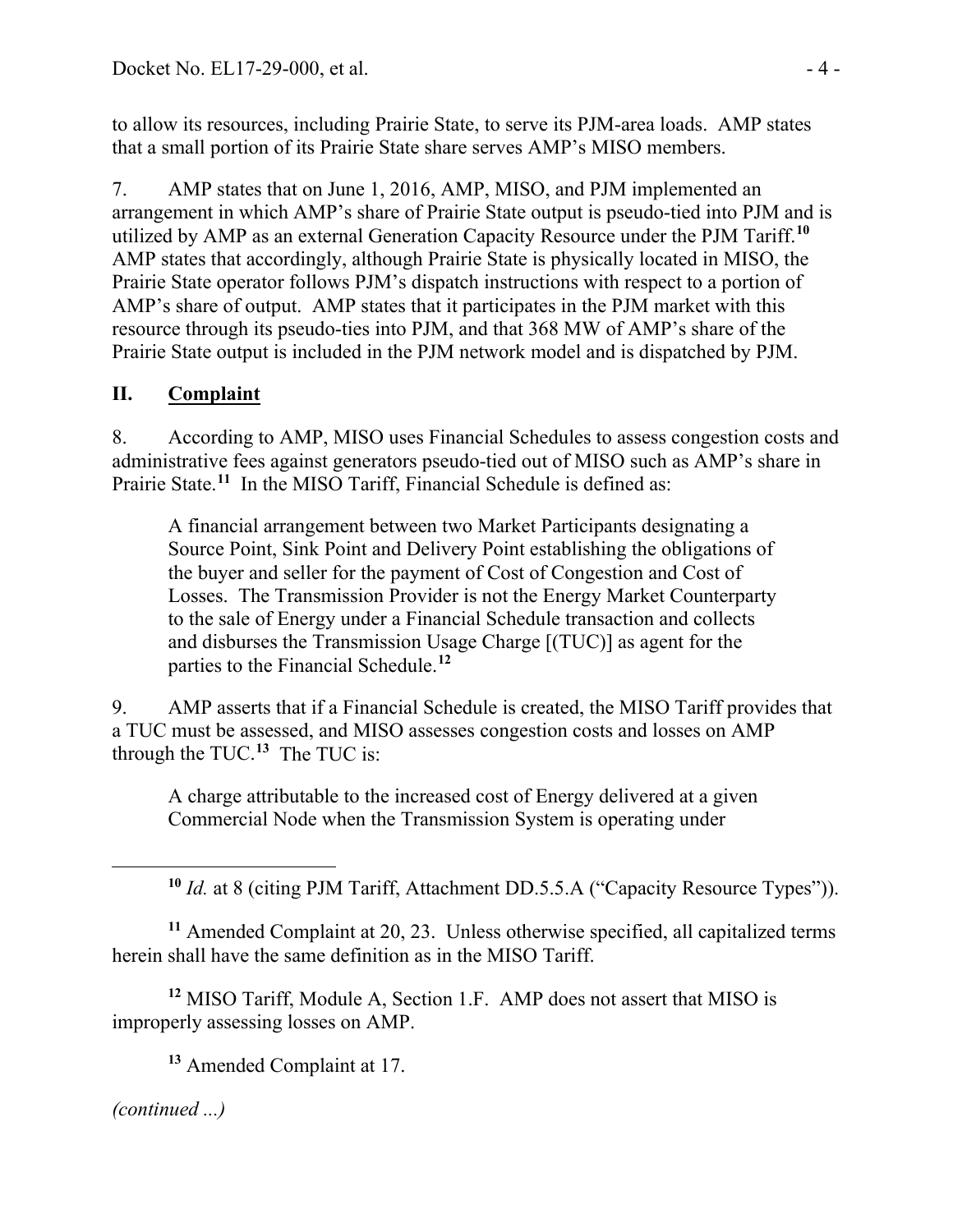to allow its resources, including Prairie State, to serve its PJM-area loads. AMP states that a small portion of its Prairie State share serves AMP's MISO members.

7. AMP states that on June 1, 2016, AMP, MISO, and PJM implemented an arrangement in which AMP's share of Prairie State output is pseudo-tied into PJM and is utilized by AMP as an external Generation Capacity Resource under the PJM Tariff.[10] AMP states that accordingly, although Prairie State is physically located in MISO, the Prairie State operator follows PJM's dispatch instructions with respect to a portion of AMP's share of output. AMP states that it participates in the PJM market with this resource through its pseudo-ties into PJM, and that 368 MW of AMP's share of the Prairie State output is included in the PJM network model and is dispatched by PJM.

## II. Complaint

8. According to AMP, MISO uses Financial Schedules to assess congestion costs and administrative fees against generators pseudo-tied out of MISO such as AMP's share in Prairie State.[11] In the MISO Tariff, Financial Schedule is defined as:

> A financial arrangement between two Market Participants designating a Source Point, Sink Point and Delivery Point establishing the obligations of the buyer and seller for the payment of Cost of Congestion and Cost of Losses. The Transmission Provider is not the Energy Market Counterparty to the sale of Energy under a Financial Schedule transaction and collects and disburses the Transmission Usage Charge [(TUC)] as agent for the parties to the Financial Schedule.[12]

9. AMP asserts that if a Financial Schedule is created, the MISO Tariff provides that a TUC must be assessed, and MISO assesses congestion costs and losses on AMP through the TUC.[13] The TUC is:

> A charge attributable to the increased cost of Energy delivered at a given Commercial Node when the Transmission System is operating under

---

[10] *Id.* at 8 (citing PJM Tariff, Attachment DD.5.5.A ("Capacity Resource Types")).

[11] Amended Complaint at 20, 23. Unless otherwise specified, all capitalized terms herein shall have the same definition as in the MISO Tariff.

[12] MISO Tariff, Module A, Section 1.F. AMP does not assert that MISO is improperly assessing losses on AMP.

[13] Amended Complaint at 17.

*(continued ...)*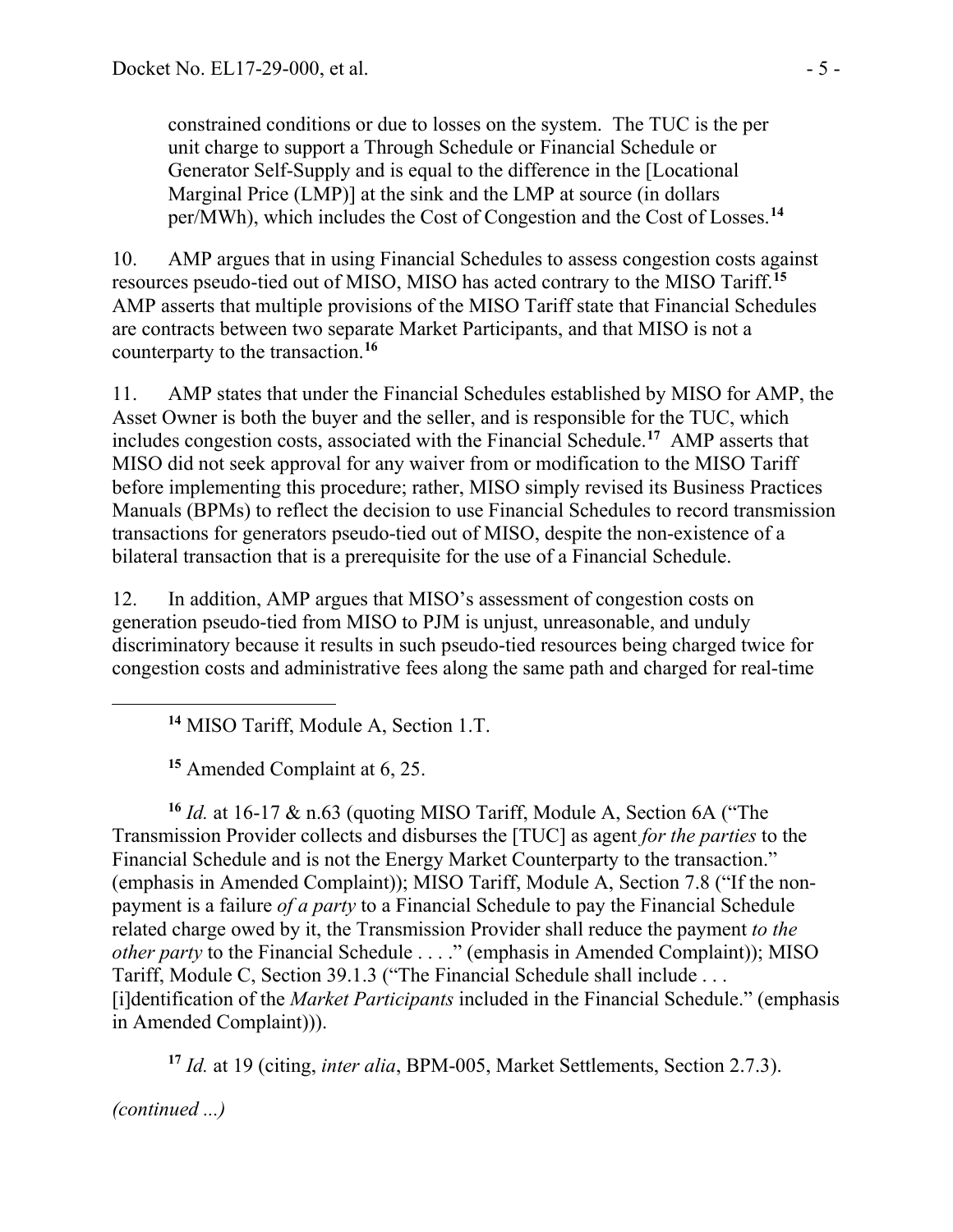constrained conditions or due to losses on the system. The TUC is the per unit charge to support a Through Schedule or Financial Schedule or Generator Self-Supply and is equal to the difference in the [Locational Marginal Price (LMP)] at the sink and the LMP at source (in dollars per/MWh), which includes the Cost of Congestion and the Cost of Losses.[14]

10. AMP argues that in using Financial Schedules to assess congestion costs against resources pseudo-tied out of MISO, MISO has acted contrary to the MISO Tariff.[15] AMP asserts that multiple provisions of the MISO Tariff state that Financial Schedules are contracts between two separate Market Participants, and that MISO is not a counterparty to the transaction.[16]

11. AMP states that under the Financial Schedules established by MISO for AMP, the Asset Owner is both the buyer and the seller, and is responsible for the TUC, which includes congestion costs, associated with the Financial Schedule.[17] AMP asserts that MISO did not seek approval for any waiver from or modification to the MISO Tariff before implementing this procedure; rather, MISO simply revised its Business Practices Manuals (BPMs) to reflect the decision to use Financial Schedules to record transmission transactions for generators pseudo-tied out of MISO, despite the non-existence of a bilateral transaction that is a prerequisite for the use of a Financial Schedule.

12. In addition, AMP argues that MISO's assessment of congestion costs on generation pseudo-tied from MISO to PJM is unjust, unreasonable, and unduly discriminatory because it results in such pseudo-tied resources being charged twice for congestion costs and administrative fees along the same path and charged for real-time

---

[14] MISO Tariff, Module A, Section 1.T.

[15] Amended Complaint at 6, 25.

[16] *Id.* at 16-17 & n.63 (quoting MISO Tariff, Module A, Section 6A ("The Transmission Provider collects and disburses the [TUC] as agent *for the parties* to the Financial Schedule and is not the Energy Market Counterparty to the transaction." (emphasis in Amended Complaint)); MISO Tariff, Module A, Section 7.8 ("If the non-payment is a failure *of a party* to a Financial Schedule to pay the Financial Schedule related charge owed by it, the Transmission Provider shall reduce the payment *to the other party* to the Financial Schedule . . . ." (emphasis in Amended Complaint)); MISO Tariff, Module C, Section 39.1.3 ("The Financial Schedule shall include . . . [i]dentification of the *Market Participants* included in the Financial Schedule." (emphasis in Amended Complaint))).

[17] *Id.* at 19 (citing, *inter alia*, BPM-005, Market Settlements, Section 2.7.3).

*(continued ...)*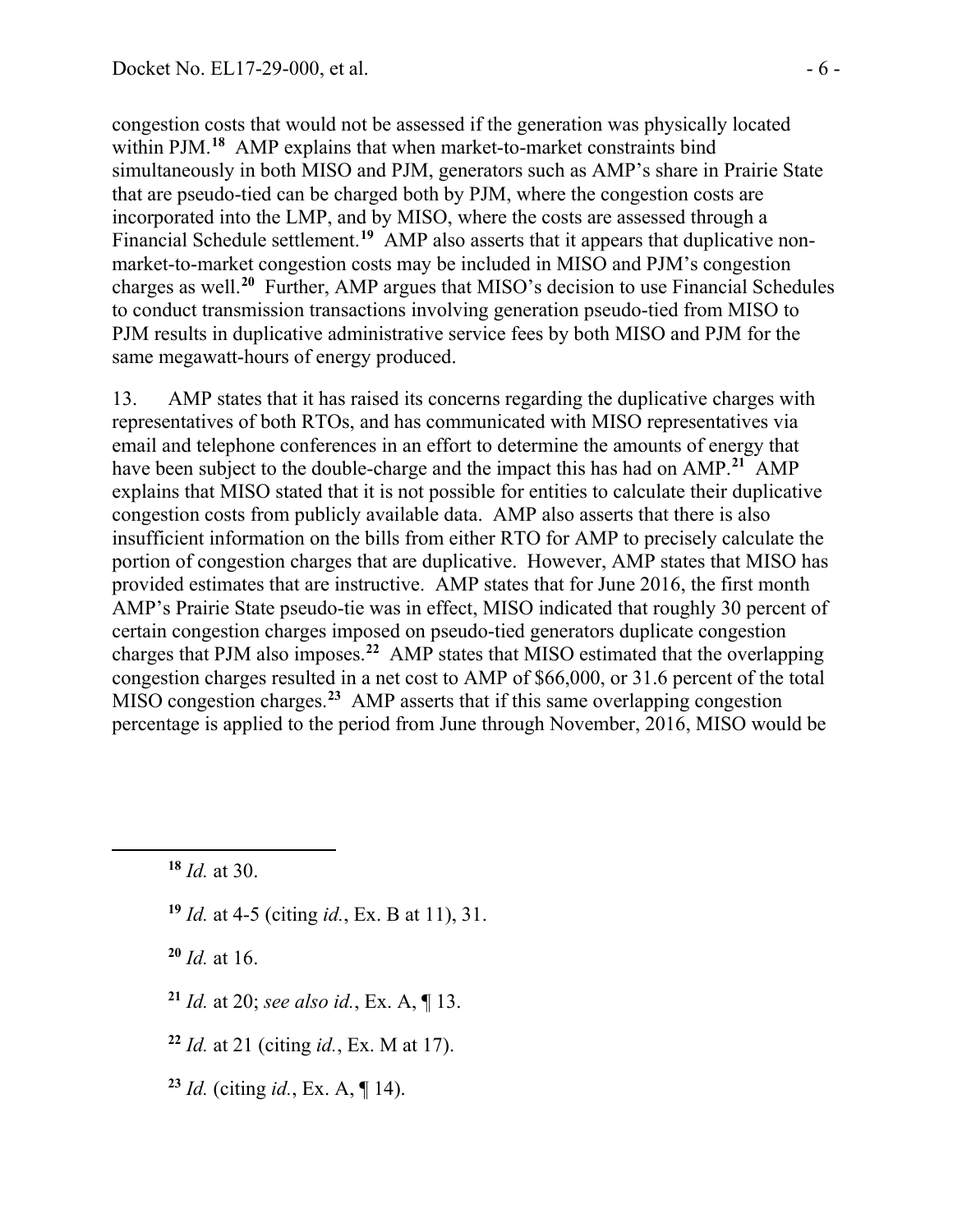congestion costs that would not be assessed if the generation was physically located within PJM.[18] AMP explains that when market-to-market constraints bind simultaneously in both MISO and PJM, generators such as AMP's share in Prairie State that are pseudo-tied can be charged both by PJM, where the congestion costs are incorporated into the LMP, and by MISO, where the costs are assessed through a Financial Schedule settlement.[19] AMP also asserts that it appears that duplicative non-market-to-market congestion costs may be included in MISO and PJM's congestion charges as well.[20] Further, AMP argues that MISO's decision to use Financial Schedules to conduct transmission transactions involving generation pseudo-tied from MISO to PJM results in duplicative administrative service fees by both MISO and PJM for the same megawatt-hours of energy produced.

13. AMP states that it has raised its concerns regarding the duplicative charges with representatives of both RTOs, and has communicated with MISO representatives via email and telephone conferences in an effort to determine the amounts of energy that have been subject to the double-charge and the impact this has had on AMP.[21] AMP explains that MISO stated that it is not possible for entities to calculate their duplicative congestion costs from publicly available data. AMP also asserts that there is also insufficient information on the bills from either RTO for AMP to precisely calculate the portion of congestion charges that are duplicative. However, AMP states that MISO has provided estimates that are instructive. AMP states that for June 2016, the first month AMP's Prairie State pseudo-tie was in effect, MISO indicated that roughly 30 percent of certain congestion charges imposed on pseudo-tied generators duplicate congestion charges that PJM also imposes.[22] AMP states that MISO estimated that the overlapping congestion charges resulted in a net cost to AMP of $66,000, or 31.6 percent of the total MISO congestion charges.[23] AMP asserts that if this same overlapping congestion percentage is applied to the period from June through November, 2016, MISO would be

---

[18] *Id.* at 30.

[19] *Id.* at 4-5 (citing *id.*, Ex. B at 11), 31.

[20] *Id.* at 16.

[21] *Id.* at 20; *see also id.*, Ex. A, ¶ 13.

[22] *Id.* at 21 (citing *id.*, Ex. M at 17).

[23] *Id.* (citing *id.*, Ex. A, ¶ 14).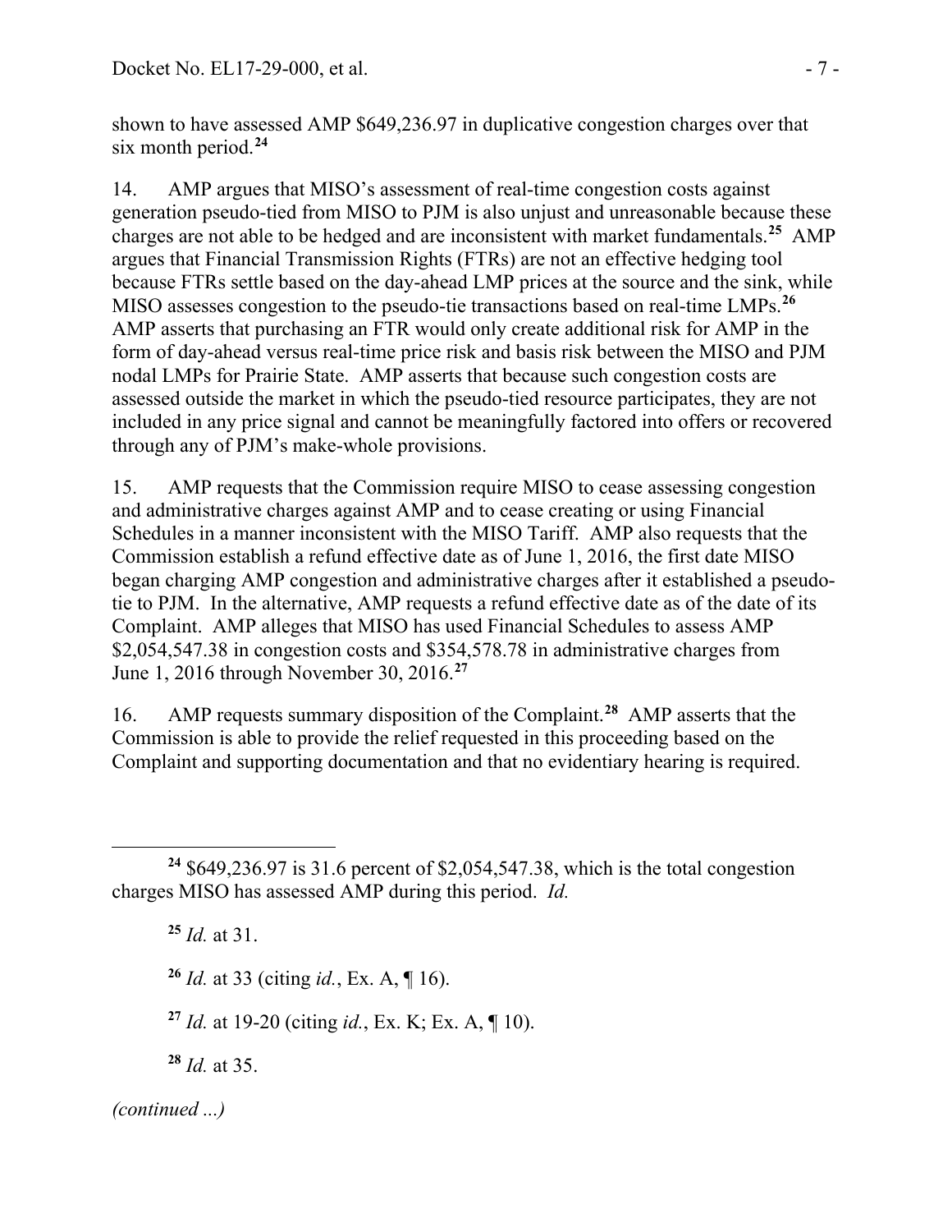shown to have assessed AMP $649,236.97 in duplicative congestion charges over that six month period.[24]

14. AMP argues that MISO's assessment of real-time congestion costs against generation pseudo-tied from MISO to PJM is also unjust and unreasonable because these charges are not able to be hedged and are inconsistent with market fundamentals.[25] AMP argues that Financial Transmission Rights (FTRs) are not an effective hedging tool because FTRs settle based on the day-ahead LMP prices at the source and the sink, while MISO assesses congestion to the pseudo-tie transactions based on real-time LMPs.[26] AMP asserts that purchasing an FTR would only create additional risk for AMP in the form of day-ahead versus real-time price risk and basis risk between the MISO and PJM nodal LMPs for Prairie State. AMP asserts that because such congestion costs are assessed outside the market in which the pseudo-tied resource participates, they are not included in any price signal and cannot be meaningfully factored into offers or recovered through any of PJM's make-whole provisions.

15. AMP requests that the Commission require MISO to cease assessing congestion and administrative charges against AMP and to cease creating or using Financial Schedules in a manner inconsistent with the MISO Tariff. AMP also requests that the Commission establish a refund effective date as of June 1, 2016, the first date MISO began charging AMP congestion and administrative charges after it established a pseudo-tie to PJM. In the alternative, AMP requests a refund effective date as of the date of its Complaint. AMP alleges that MISO has used Financial Schedules to assess AMP $2,054,547.38 in congestion costs and $354,578.78 in administrative charges from June 1, 2016 through November 30, 2016.[27]

16. AMP requests summary disposition of the Complaint.[28] AMP asserts that the Commission is able to provide the relief requested in this proceeding based on the Complaint and supporting documentation and that no evidentiary hearing is required.

---

[24] $649,236.97 is 31.6 percent of $2,054,547.38, which is the total congestion charges MISO has assessed AMP during this period. *Id.*

[25] *Id.* at 31.

[26] *Id.* at 33 (citing *id.*, Ex. A, ¶ 16).

[27] *Id.* at 19-20 (citing *id.*, Ex. K; Ex. A, ¶ 10).

[28] *Id.* at 35.

*(continued ...)*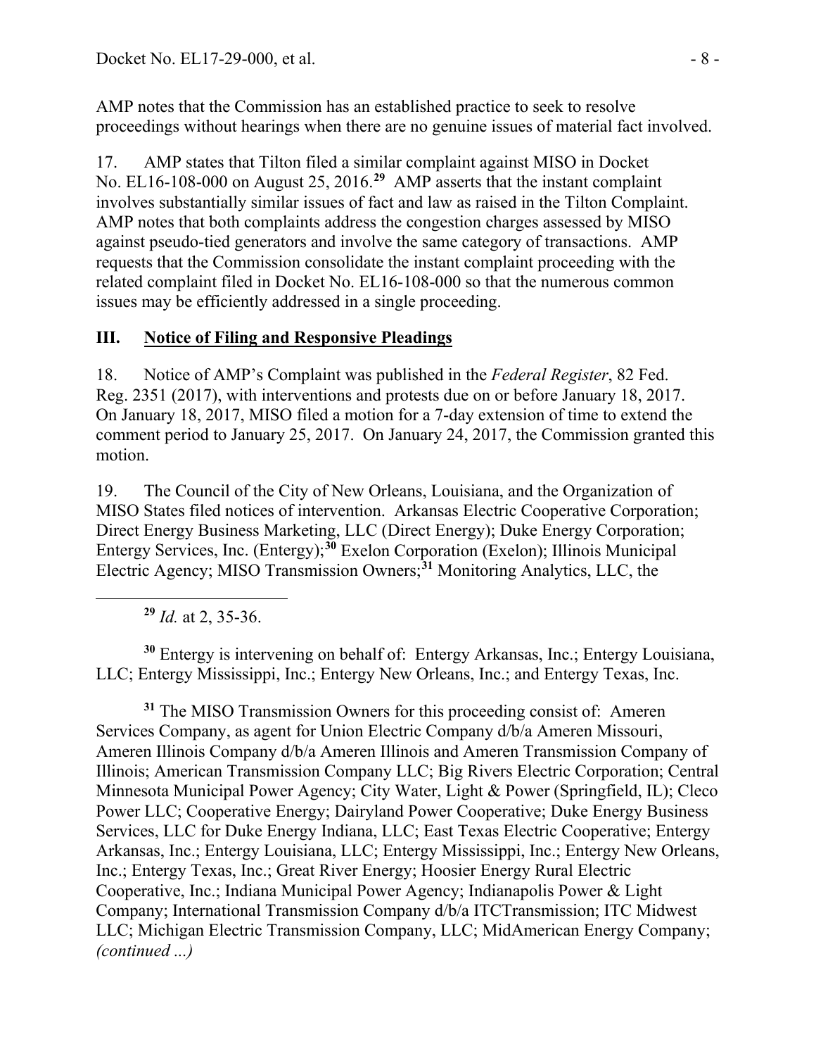AMP notes that the Commission has an established practice to seek to resolve proceedings without hearings when there are no genuine issues of material fact involved.

17. AMP states that Tilton filed a similar complaint against MISO in Docket No. EL16-108-000 on August 25, 2016.[29] AMP asserts that the instant complaint involves substantially similar issues of fact and law as raised in the Tilton Complaint. AMP notes that both complaints address the congestion charges assessed by MISO against pseudo-tied generators and involve the same category of transactions. AMP requests that the Commission consolidate the instant complaint proceeding with the related complaint filed in Docket No. EL16-108-000 so that the numerous common issues may be efficiently addressed in a single proceeding.

## III. Notice of Filing and Responsive Pleadings

18. Notice of AMP's Complaint was published in the *Federal Register*, 82 Fed. Reg. 2351 (2017), with interventions and protests due on or before January 18, 2017. On January 18, 2017, MISO filed a motion for a 7-day extension of time to extend the comment period to January 25, 2017. On January 24, 2017, the Commission granted this motion.

19. The Council of the City of New Orleans, Louisiana, and the Organization of MISO States filed notices of intervention. Arkansas Electric Cooperative Corporation; Direct Energy Business Marketing, LLC (Direct Energy); Duke Energy Corporation; Entergy Services, Inc. (Entergy);[30] Exelon Corporation (Exelon); Illinois Municipal Electric Agency; MISO Transmission Owners;[31] Monitoring Analytics, LLC, the

---

[29] *Id.* at 2, 35-36.

[30] Entergy is intervening on behalf of: Entergy Arkansas, Inc.; Entergy Louisiana, LLC; Entergy Mississippi, Inc.; Entergy New Orleans, Inc.; and Entergy Texas, Inc.

[31] The MISO Transmission Owners for this proceeding consist of: Ameren Services Company, as agent for Union Electric Company d/b/a Ameren Missouri, Ameren Illinois Company d/b/a Ameren Illinois and Ameren Transmission Company of Illinois; American Transmission Company LLC; Big Rivers Electric Corporation; Central Minnesota Municipal Power Agency; City Water, Light & Power (Springfield, IL); Cleco Power LLC; Cooperative Energy; Dairyland Power Cooperative; Duke Energy Business Services, LLC for Duke Energy Indiana, LLC; East Texas Electric Cooperative; Entergy Arkansas, Inc.; Entergy Louisiana, LLC; Entergy Mississippi, Inc.; Entergy New Orleans, Inc.; Entergy Texas, Inc.; Great River Energy; Hoosier Energy Rural Electric Cooperative, Inc.; Indiana Municipal Power Agency; Indianapolis Power & Light Company; International Transmission Company d/b/a ITCTransmission; ITC Midwest LLC; Michigan Electric Transmission Company, LLC; MidAmerican Energy Company; *(continued ...)*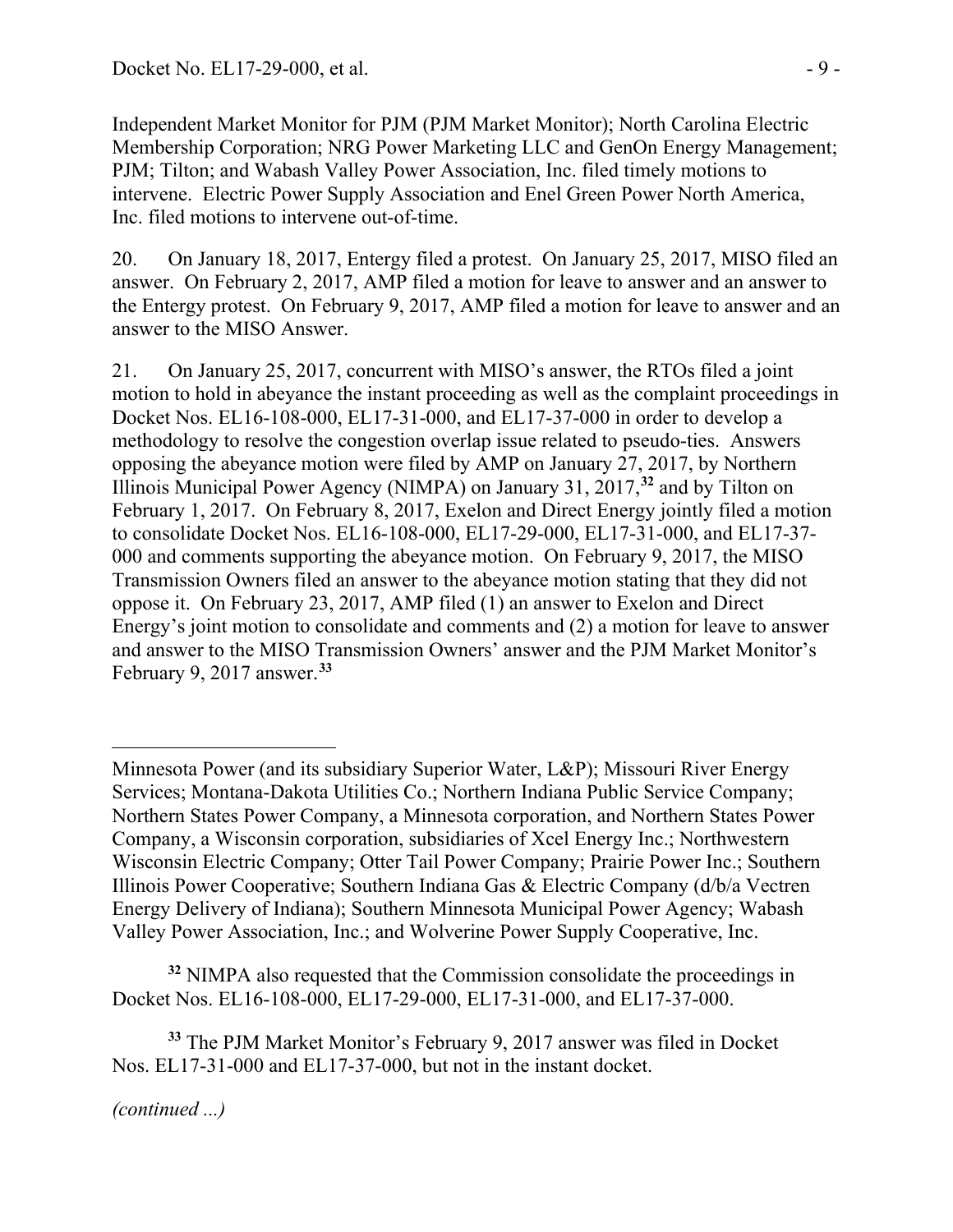Independent Market Monitor for PJM (PJM Market Monitor); North Carolina Electric Membership Corporation; NRG Power Marketing LLC and GenOn Energy Management; PJM; Tilton; and Wabash Valley Power Association, Inc. filed timely motions to intervene. Electric Power Supply Association and Enel Green Power North America, Inc. filed motions to intervene out-of-time.

20. On January 18, 2017, Entergy filed a protest. On January 25, 2017, MISO filed an answer. On February 2, 2017, AMP filed a motion for leave to answer and an answer to the Entergy protest. On February 9, 2017, AMP filed a motion for leave to answer and an answer to the MISO Answer.

21. On January 25, 2017, concurrent with MISO's answer, the RTOs filed a joint motion to hold in abeyance the instant proceeding as well as the complaint proceedings in Docket Nos. EL16-108-000, EL17-31-000, and EL17-37-000 in order to develop a methodology to resolve the congestion overlap issue related to pseudo-ties. Answers opposing the abeyance motion were filed by AMP on January 27, 2017, by Northern Illinois Municipal Power Agency (NIMPA) on January 31, 2017,[32] and by Tilton on February 1, 2017. On February 8, 2017, Exelon and Direct Energy jointly filed a motion to consolidate Docket Nos. EL16-108-000, EL17-29-000, EL17-31-000, and EL17-37-000 and comments supporting the abeyance motion. On February 9, 2017, the MISO Transmission Owners filed an answer to the abeyance motion stating that they did not oppose it. On February 23, 2017, AMP filed (1) an answer to Exelon and Direct Energy's joint motion to consolidate and comments and (2) a motion for leave to answer and answer to the MISO Transmission Owners' answer and the PJM Market Monitor's February 9, 2017 answer.[33]

---

Minnesota Power (and its subsidiary Superior Water, L&P); Missouri River Energy Services; Montana-Dakota Utilities Co.; Northern Indiana Public Service Company; Northern States Power Company, a Minnesota corporation, and Northern States Power Company, a Wisconsin corporation, subsidiaries of Xcel Energy Inc.; Northwestern Wisconsin Electric Company; Otter Tail Power Company; Prairie Power Inc.; Southern Illinois Power Cooperative; Southern Indiana Gas & Electric Company (d/b/a Vectren Energy Delivery of Indiana); Southern Minnesota Municipal Power Agency; Wabash Valley Power Association, Inc.; and Wolverine Power Supply Cooperative, Inc.

[32] NIMPA also requested that the Commission consolidate the proceedings in Docket Nos. EL16-108-000, EL17-29-000, EL17-31-000, and EL17-37-000.

[33] The PJM Market Monitor's February 9, 2017 answer was filed in Docket Nos. EL17-31-000 and EL17-37-000, but not in the instant docket.

*(continued ...)*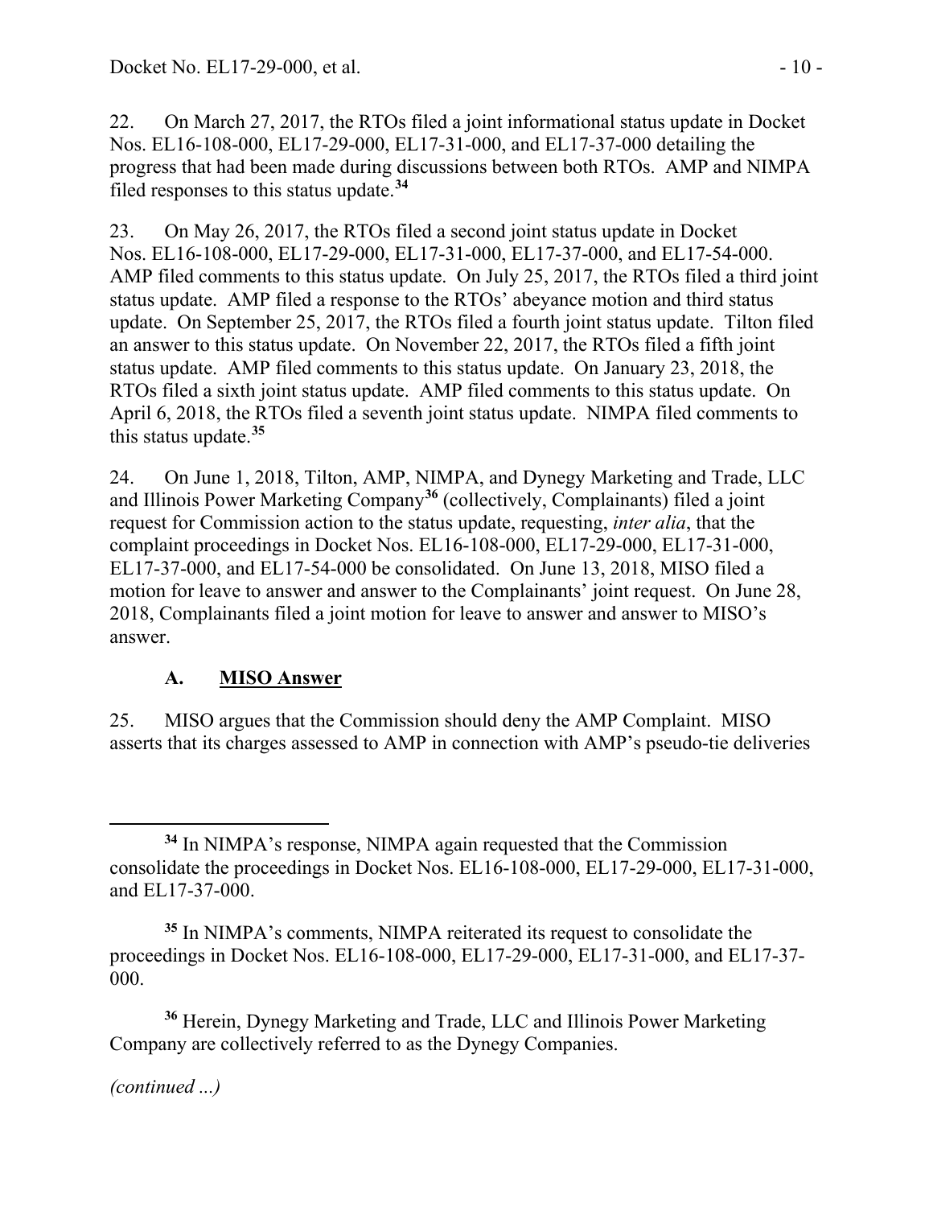22. On March 27, 2017, the RTOs filed a joint informational status update in Docket Nos. EL16-108-000, EL17-29-000, EL17-31-000, and EL17-37-000 detailing the progress that had been made during discussions between both RTOs. AMP and NIMPA filed responses to this status update.[34]

23. On May 26, 2017, the RTOs filed a second joint status update in Docket Nos. EL16-108-000, EL17-29-000, EL17-31-000, EL17-37-000, and EL17-54-000. AMP filed comments to this status update. On July 25, 2017, the RTOs filed a third joint status update. AMP filed a response to the RTOs' abeyance motion and third status update. On September 25, 2017, the RTOs filed a fourth joint status update. Tilton filed an answer to this status update. On November 22, 2017, the RTOs filed a fifth joint status update. AMP filed comments to this status update. On January 23, 2018, the RTOs filed a sixth joint status update. AMP filed comments to this status update. On April 6, 2018, the RTOs filed a seventh joint status update. NIMPA filed comments to this status update.[35]

24. On June 1, 2018, Tilton, AMP, NIMPA, and Dynegy Marketing and Trade, LLC and Illinois Power Marketing Company[36] (collectively, Complainants) filed a joint request for Commission action to the status update, requesting, *inter alia*, that the complaint proceedings in Docket Nos. EL16-108-000, EL17-29-000, EL17-31-000, EL17-37-000, and EL17-54-000 be consolidated. On June 13, 2018, MISO filed a motion for leave to answer and answer to the Complainants' joint request. On June 28, 2018, Complainants filed a joint motion for leave to answer and answer to MISO's answer.

### A. MISO Answer

25. MISO argues that the Commission should deny the AMP Complaint. MISO asserts that its charges assessed to AMP in connection with AMP's pseudo-tie deliveries

---

[34] In NIMPA's response, NIMPA again requested that the Commission consolidate the proceedings in Docket Nos. EL16-108-000, EL17-29-000, EL17-31-000, and EL17-37-000.

[35] In NIMPA's comments, NIMPA reiterated its request to consolidate the proceedings in Docket Nos. EL16-108-000, EL17-29-000, EL17-31-000, and EL17-37-000.

[36] Herein, Dynegy Marketing and Trade, LLC and Illinois Power Marketing Company are collectively referred to as the Dynegy Companies.

*(continued ...)*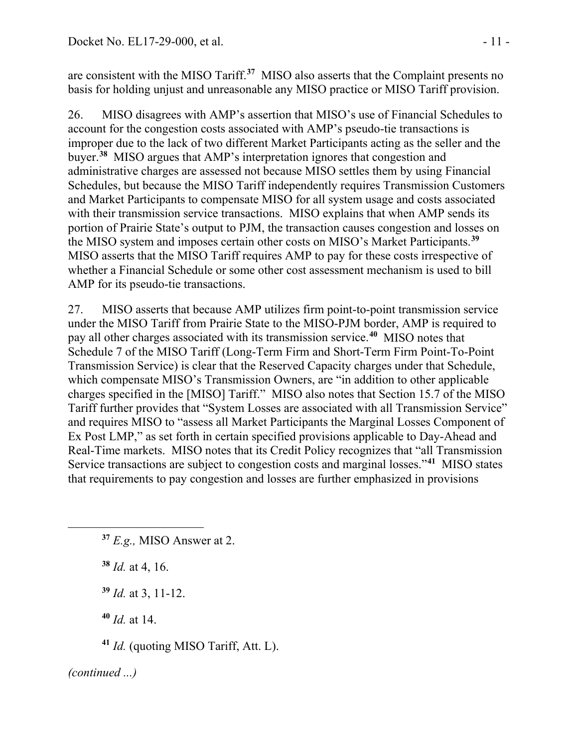are consistent with the MISO Tariff.[37] MISO also asserts that the Complaint presents no basis for holding unjust and unreasonable any MISO practice or MISO Tariff provision.

26. MISO disagrees with AMP's assertion that MISO's use of Financial Schedules to account for the congestion costs associated with AMP's pseudo-tie transactions is improper due to the lack of two different Market Participants acting as the seller and the buyer.[38] MISO argues that AMP's interpretation ignores that congestion and administrative charges are assessed not because MISO settles them by using Financial Schedules, but because the MISO Tariff independently requires Transmission Customers and Market Participants to compensate MISO for all system usage and costs associated with their transmission service transactions. MISO explains that when AMP sends its portion of Prairie State's output to PJM, the transaction causes congestion and losses on the MISO system and imposes certain other costs on MISO's Market Participants.[39] MISO asserts that the MISO Tariff requires AMP to pay for these costs irrespective of whether a Financial Schedule or some other cost assessment mechanism is used to bill AMP for its pseudo-tie transactions.

27. MISO asserts that because AMP utilizes firm point-to-point transmission service under the MISO Tariff from Prairie State to the MISO-PJM border, AMP is required to pay all other charges associated with its transmission service.[40] MISO notes that Schedule 7 of the MISO Tariff (Long-Term Firm and Short-Term Firm Point-To-Point Transmission Service) is clear that the Reserved Capacity charges under that Schedule, which compensate MISO's Transmission Owners, are "in addition to other applicable charges specified in the [MISO] Tariff." MISO also notes that Section 15.7 of the MISO Tariff further provides that "System Losses are associated with all Transmission Service" and requires MISO to "assess all Market Participants the Marginal Losses Component of Ex Post LMP," as set forth in certain specified provisions applicable to Day-Ahead and Real-Time markets. MISO notes that its Credit Policy recognizes that "all Transmission Service transactions are subject to congestion costs and marginal losses."[41] MISO states that requirements to pay congestion and losses are further emphasized in provisions

---

[37] *E.g.,* MISO Answer at 2.

[38] *Id.* at 4, 16.

[39] *Id.* at 3, 11-12.

[40] *Id.* at 14.

[41] *Id.* (quoting MISO Tariff, Att. L).

*(continued ...)*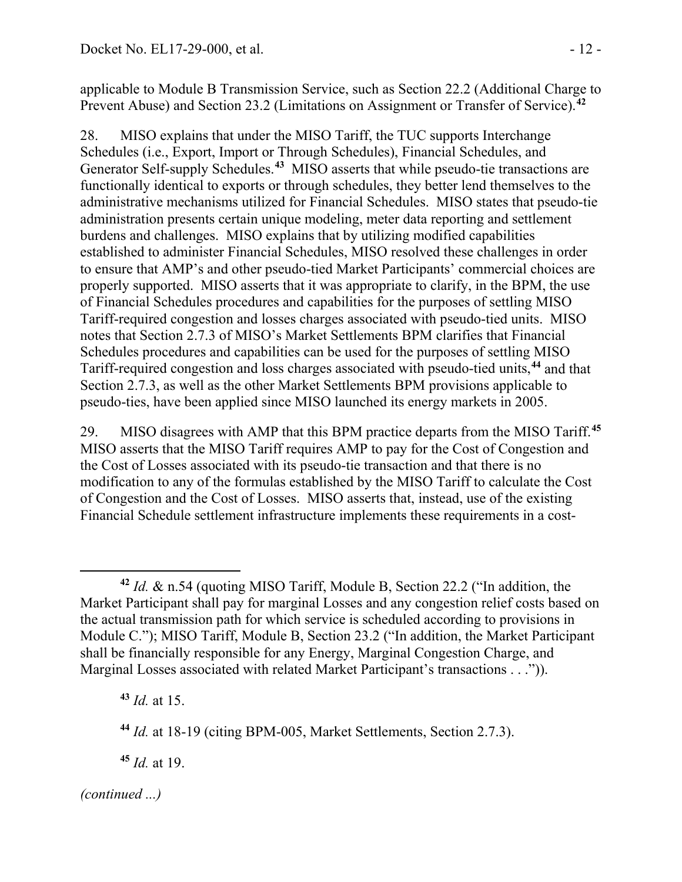applicable to Module B Transmission Service, such as Section 22.2 (Additional Charge to Prevent Abuse) and Section 23.2 (Limitations on Assignment or Transfer of Service).[42]

28. MISO explains that under the MISO Tariff, the TUC supports Interchange Schedules (i.e., Export, Import or Through Schedules), Financial Schedules, and Generator Self-supply Schedules.[43] MISO asserts that while pseudo-tie transactions are functionally identical to exports or through schedules, they better lend themselves to the administrative mechanisms utilized for Financial Schedules. MISO states that pseudo-tie administration presents certain unique modeling, meter data reporting and settlement burdens and challenges. MISO explains that by utilizing modified capabilities established to administer Financial Schedules, MISO resolved these challenges in order to ensure that AMP's and other pseudo-tied Market Participants' commercial choices are properly supported. MISO asserts that it was appropriate to clarify, in the BPM, the use of Financial Schedules procedures and capabilities for the purposes of settling MISO Tariff-required congestion and losses charges associated with pseudo-tied units. MISO notes that Section 2.7.3 of MISO's Market Settlements BPM clarifies that Financial Schedules procedures and capabilities can be used for the purposes of settling MISO Tariff-required congestion and loss charges associated with pseudo-tied units,[44] and that Section 2.7.3, as well as the other Market Settlements BPM provisions applicable to pseudo-ties, have been applied since MISO launched its energy markets in 2005.

29. MISO disagrees with AMP that this BPM practice departs from the MISO Tariff.[45] MISO asserts that the MISO Tariff requires AMP to pay for the Cost of Congestion and the Cost of Losses associated with its pseudo-tie transaction and that there is no modification to any of the formulas established by the MISO Tariff to calculate the Cost of Congestion and the Cost of Losses. MISO asserts that, instead, use of the existing Financial Schedule settlement infrastructure implements these requirements in a cost-

---

[42] *Id.* & n.54 (quoting MISO Tariff, Module B, Section 22.2 ("In addition, the Market Participant shall pay for marginal Losses and any congestion relief costs based on the actual transmission path for which service is scheduled according to provisions in Module C."); MISO Tariff, Module B, Section 23.2 ("In addition, the Market Participant shall be financially responsible for any Energy, Marginal Congestion Charge, and Marginal Losses associated with related Market Participant's transactions . . .")).

[43] *Id.* at 15.

[44] *Id.* at 18-19 (citing BPM-005, Market Settlements, Section 2.7.3).

[45] *Id.* at 19.

*(continued ...)*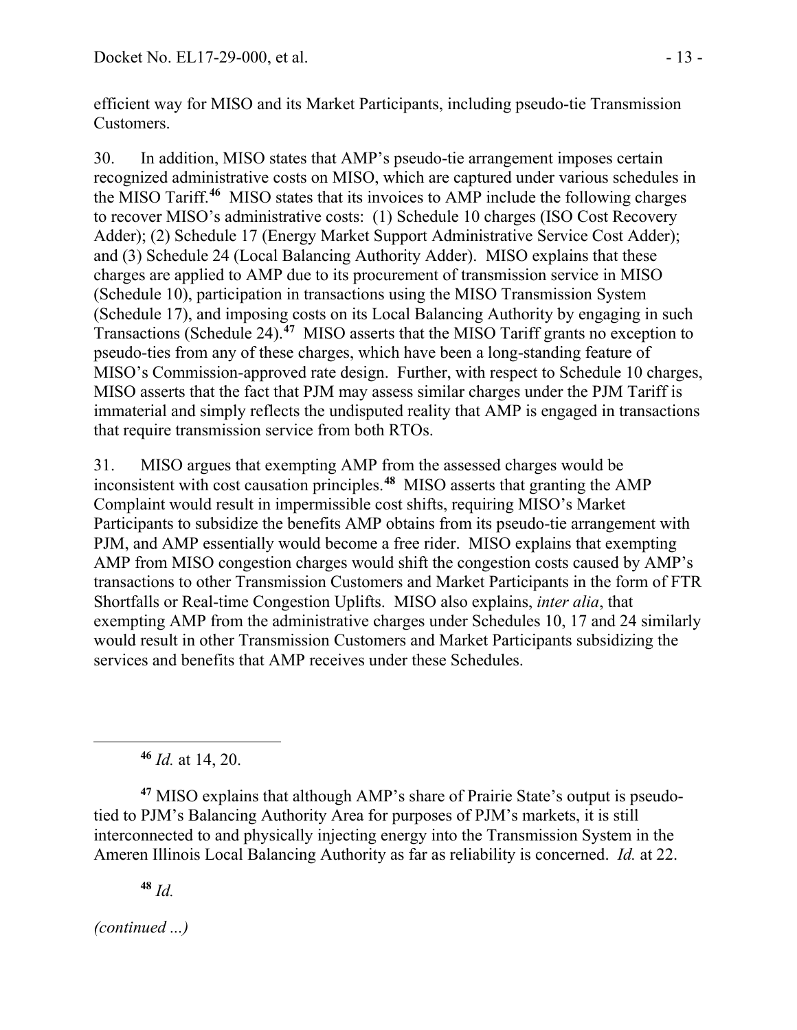efficient way for MISO and its Market Participants, including pseudo-tie Transmission Customers.

30. In addition, MISO states that AMP's pseudo-tie arrangement imposes certain recognized administrative costs on MISO, which are captured under various schedules in the MISO Tariff.[46] MISO states that its invoices to AMP include the following charges to recover MISO's administrative costs: (1) Schedule 10 charges (ISO Cost Recovery Adder); (2) Schedule 17 (Energy Market Support Administrative Service Cost Adder); and (3) Schedule 24 (Local Balancing Authority Adder). MISO explains that these charges are applied to AMP due to its procurement of transmission service in MISO (Schedule 10), participation in transactions using the MISO Transmission System (Schedule 17), and imposing costs on its Local Balancing Authority by engaging in such Transactions (Schedule 24).[47] MISO asserts that the MISO Tariff grants no exception to pseudo-ties from any of these charges, which have been a long-standing feature of MISO's Commission-approved rate design. Further, with respect to Schedule 10 charges, MISO asserts that the fact that PJM may assess similar charges under the PJM Tariff is immaterial and simply reflects the undisputed reality that AMP is engaged in transactions that require transmission service from both RTOs.

31. MISO argues that exempting AMP from the assessed charges would be inconsistent with cost causation principles.[48] MISO asserts that granting the AMP Complaint would result in impermissible cost shifts, requiring MISO's Market Participants to subsidize the benefits AMP obtains from its pseudo-tie arrangement with PJM, and AMP essentially would become a free rider. MISO explains that exempting AMP from MISO congestion charges would shift the congestion costs caused by AMP's transactions to other Transmission Customers and Market Participants in the form of FTR Shortfalls or Real-time Congestion Uplifts. MISO also explains, *inter alia*, that exempting AMP from the administrative charges under Schedules 10, 17 and 24 similarly would result in other Transmission Customers and Market Participants subsidizing the services and benefits that AMP receives under these Schedules.

---

[46] *Id.* at 14, 20.

[47] MISO explains that although AMP's share of Prairie State's output is pseudo-tied to PJM's Balancing Authority Area for purposes of PJM's markets, it is still interconnected to and physically injecting energy into the Transmission System in the Ameren Illinois Local Balancing Authority as far as reliability is concerned. *Id.* at 22.

[48] *Id.*

*(continued ...)*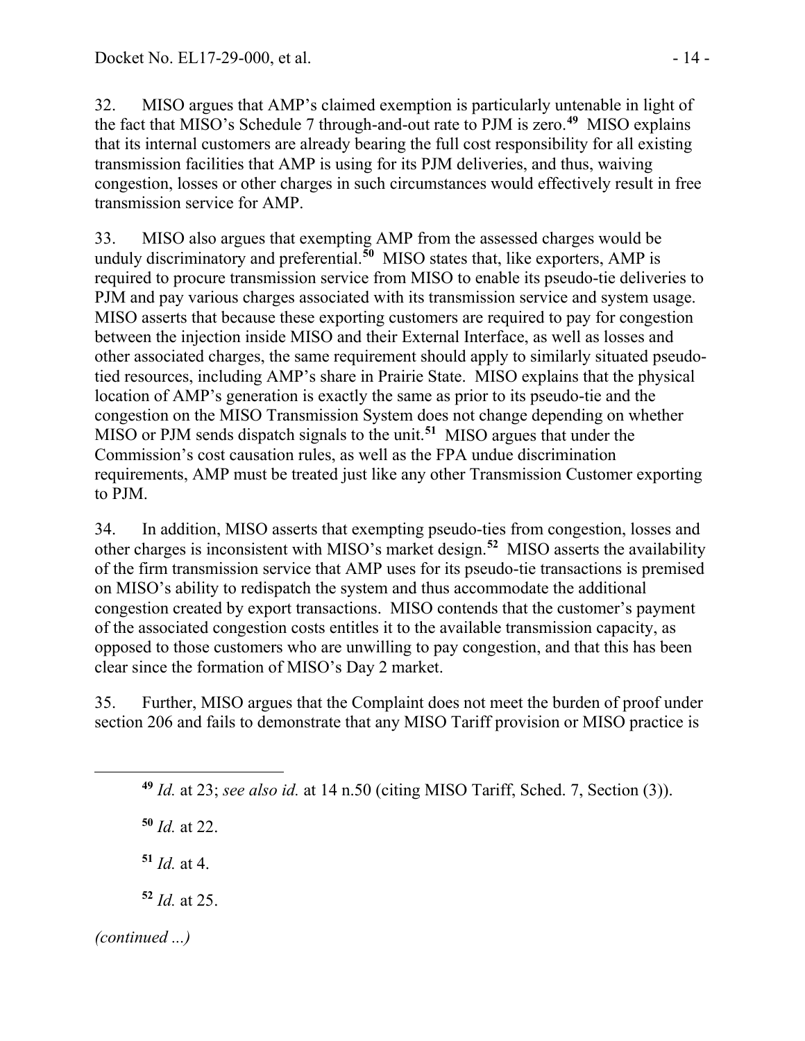32. MISO argues that AMP's claimed exemption is particularly untenable in light of the fact that MISO's Schedule 7 through-and-out rate to PJM is zero.[49] MISO explains that its internal customers are already bearing the full cost responsibility for all existing transmission facilities that AMP is using for its PJM deliveries, and thus, waiving congestion, losses or other charges in such circumstances would effectively result in free transmission service for AMP.

33. MISO also argues that exempting AMP from the assessed charges would be unduly discriminatory and preferential.[50] MISO states that, like exporters, AMP is required to procure transmission service from MISO to enable its pseudo-tie deliveries to PJM and pay various charges associated with its transmission service and system usage. MISO asserts that because these exporting customers are required to pay for congestion between the injection inside MISO and their External Interface, as well as losses and other associated charges, the same requirement should apply to similarly situated pseudo-tied resources, including AMP's share in Prairie State. MISO explains that the physical location of AMP's generation is exactly the same as prior to its pseudo-tie and the congestion on the MISO Transmission System does not change depending on whether MISO or PJM sends dispatch signals to the unit.[51] MISO argues that under the Commission's cost causation rules, as well as the FPA undue discrimination requirements, AMP must be treated just like any other Transmission Customer exporting to PJM.

34. In addition, MISO asserts that exempting pseudo-ties from congestion, losses and other charges is inconsistent with MISO's market design.[52] MISO asserts the availability of the firm transmission service that AMP uses for its pseudo-tie transactions is premised on MISO's ability to redispatch the system and thus accommodate the additional congestion created by export transactions. MISO contends that the customer's payment of the associated congestion costs entitles it to the available transmission capacity, as opposed to those customers who are unwilling to pay congestion, and that this has been clear since the formation of MISO's Day 2 market.

35. Further, MISO argues that the Complaint does not meet the burden of proof under section 206 and fails to demonstrate that any MISO Tariff provision or MISO practice is

---

[49] *Id.* at 23; *see also id.* at 14 n.50 (citing MISO Tariff, Sched. 7, Section (3)).

[50] *Id.* at 22.

[51] *Id.* at 4.

[52] *Id.* at 25.

*(continued ...)*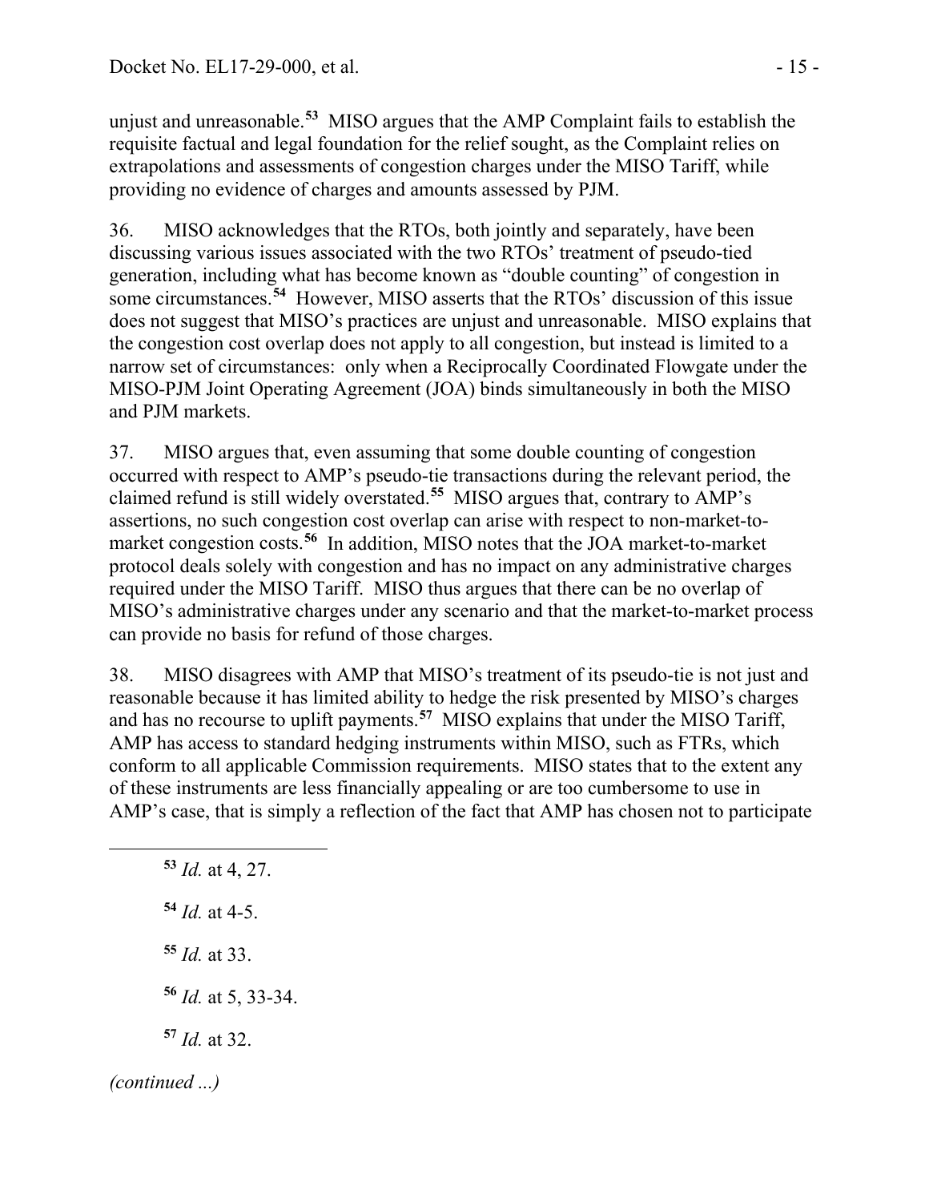unjust and unreasonable.[53] MISO argues that the AMP Complaint fails to establish the requisite factual and legal foundation for the relief sought, as the Complaint relies on extrapolations and assessments of congestion charges under the MISO Tariff, while providing no evidence of charges and amounts assessed by PJM.

36. MISO acknowledges that the RTOs, both jointly and separately, have been discussing various issues associated with the two RTOs' treatment of pseudo-tied generation, including what has become known as "double counting" of congestion in some circumstances.[54] However, MISO asserts that the RTOs' discussion of this issue does not suggest that MISO's practices are unjust and unreasonable. MISO explains that the congestion cost overlap does not apply to all congestion, but instead is limited to a narrow set of circumstances: only when a Reciprocally Coordinated Flowgate under the MISO-PJM Joint Operating Agreement (JOA) binds simultaneously in both the MISO and PJM markets.

37. MISO argues that, even assuming that some double counting of congestion occurred with respect to AMP's pseudo-tie transactions during the relevant period, the claimed refund is still widely overstated.[55] MISO argues that, contrary to AMP's assertions, no such congestion cost overlap can arise with respect to non-market-to-market congestion costs.[56] In addition, MISO notes that the JOA market-to-market protocol deals solely with congestion and has no impact on any administrative charges required under the MISO Tariff. MISO thus argues that there can be no overlap of MISO's administrative charges under any scenario and that the market-to-market process can provide no basis for refund of those charges.

38. MISO disagrees with AMP that MISO's treatment of its pseudo-tie is not just and reasonable because it has limited ability to hedge the risk presented by MISO's charges and has no recourse to uplift payments.[57] MISO explains that under the MISO Tariff, AMP has access to standard hedging instruments within MISO, such as FTRs, which conform to all applicable Commission requirements. MISO states that to the extent any of these instruments are less financially appealing or are too cumbersome to use in AMP's case, that is simply a reflection of the fact that AMP has chosen not to participate

---

[53] *Id.* at 4, 27.

[54] *Id.* at 4-5.

[55] *Id.* at 33.

[56] *Id.* at 5, 33-34.

[57] *Id.* at 32.

*(continued ...)*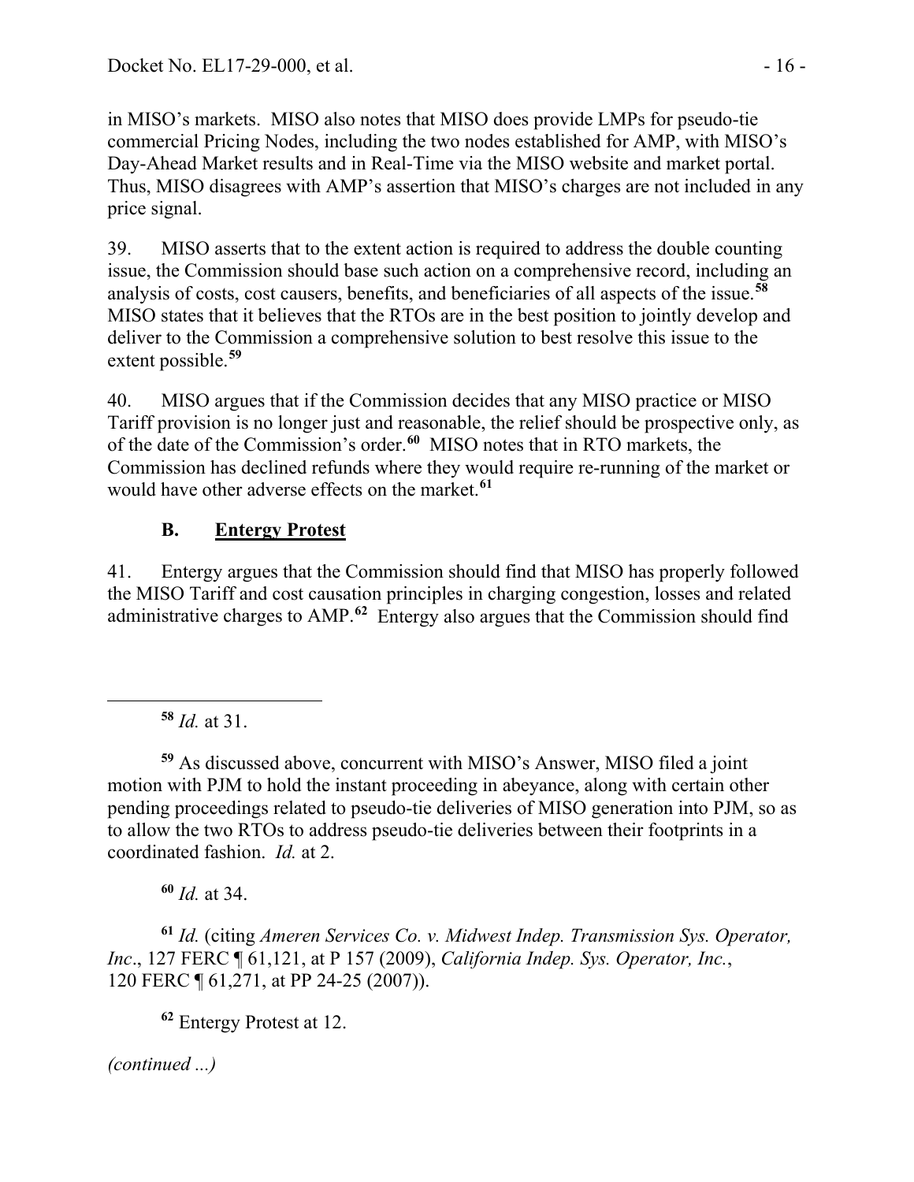in MISO's markets. MISO also notes that MISO does provide LMPs for pseudo-tie commercial Pricing Nodes, including the two nodes established for AMP, with MISO's Day-Ahead Market results and in Real-Time via the MISO website and market portal. Thus, MISO disagrees with AMP's assertion that MISO's charges are not included in any price signal.

39. MISO asserts that to the extent action is required to address the double counting issue, the Commission should base such action on a comprehensive record, including an analysis of costs, cost causers, benefits, and beneficiaries of all aspects of the issue.[58] MISO states that it believes that the RTOs are in the best position to jointly develop and deliver to the Commission a comprehensive solution to best resolve this issue to the extent possible.[59]

40. MISO argues that if the Commission decides that any MISO practice or MISO Tariff provision is no longer just and reasonable, the relief should be prospective only, as of the date of the Commission's order.[60] MISO notes that in RTO markets, the Commission has declined refunds where they would require re-running of the market or would have other adverse effects on the market.[61]

### B. Entergy Protest

41. Entergy argues that the Commission should find that MISO has properly followed the MISO Tariff and cost causation principles in charging congestion, losses and related administrative charges to AMP.[62] Entergy also argues that the Commission should find

---

[58] *Id.* at 31.

[59] As discussed above, concurrent with MISO's Answer, MISO filed a joint motion with PJM to hold the instant proceeding in abeyance, along with certain other pending proceedings related to pseudo-tie deliveries of MISO generation into PJM, so as to allow the two RTOs to address pseudo-tie deliveries between their footprints in a coordinated fashion. *Id.* at 2.

[60] *Id.* at 34.

[61] *Id.* (citing *Ameren Services Co. v. Midwest Indep. Transmission Sys. Operator, Inc*., 127 FERC ¶ 61,121, at P 157 (2009), *California Indep. Sys. Operator, Inc.*, 120 FERC ¶ 61,271, at PP 24-25 (2007)).

[62] Entergy Protest at 12.

*(continued ...)*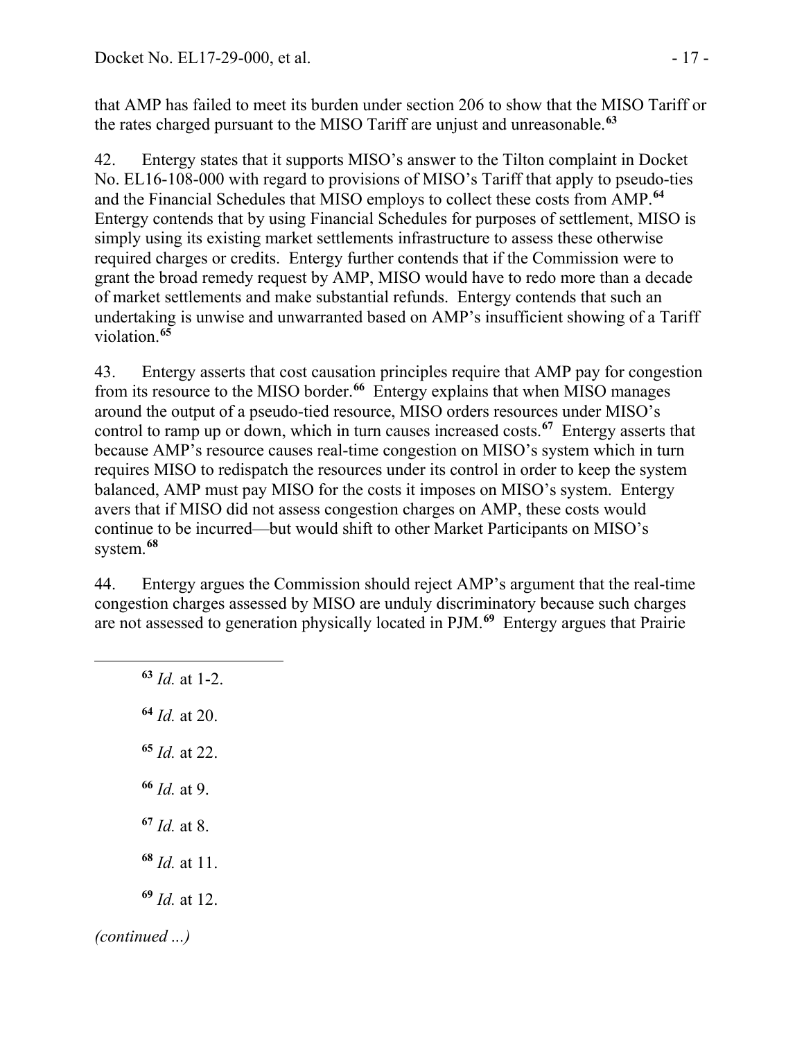that AMP has failed to meet its burden under section 206 to show that the MISO Tariff or the rates charged pursuant to the MISO Tariff are unjust and unreasonable.[63]

42. Entergy states that it supports MISO's answer to the Tilton complaint in Docket No. EL16-108-000 with regard to provisions of MISO's Tariff that apply to pseudo-ties and the Financial Schedules that MISO employs to collect these costs from AMP.[64] Entergy contends that by using Financial Schedules for purposes of settlement, MISO is simply using its existing market settlements infrastructure to assess these otherwise required charges or credits. Entergy further contends that if the Commission were to grant the broad remedy request by AMP, MISO would have to redo more than a decade of market settlements and make substantial refunds. Entergy contends that such an undertaking is unwise and unwarranted based on AMP's insufficient showing of a Tariff violation.[65]

43. Entergy asserts that cost causation principles require that AMP pay for congestion from its resource to the MISO border.[66] Entergy explains that when MISO manages around the output of a pseudo-tied resource, MISO orders resources under MISO's control to ramp up or down, which in turn causes increased costs.[67] Entergy asserts that because AMP's resource causes real-time congestion on MISO's system which in turn requires MISO to redispatch the resources under its control in order to keep the system balanced, AMP must pay MISO for the costs it imposes on MISO's system. Entergy avers that if MISO did not assess congestion charges on AMP, these costs would continue to be incurred—but would shift to other Market Participants on MISO's system.[68]

44. Entergy argues the Commission should reject AMP's argument that the real-time congestion charges assessed by MISO are unduly discriminatory because such charges are not assessed to generation physically located in PJM.[69] Entergy argues that Prairie

---

[63] *Id.* at 1-2.

[64] *Id.* at 20.

[65] *Id.* at 22.

[66] *Id.* at 9.

[67] *Id.* at 8.

[68] *Id.* at 11.

[69] *Id.* at 12.

*(continued ...)*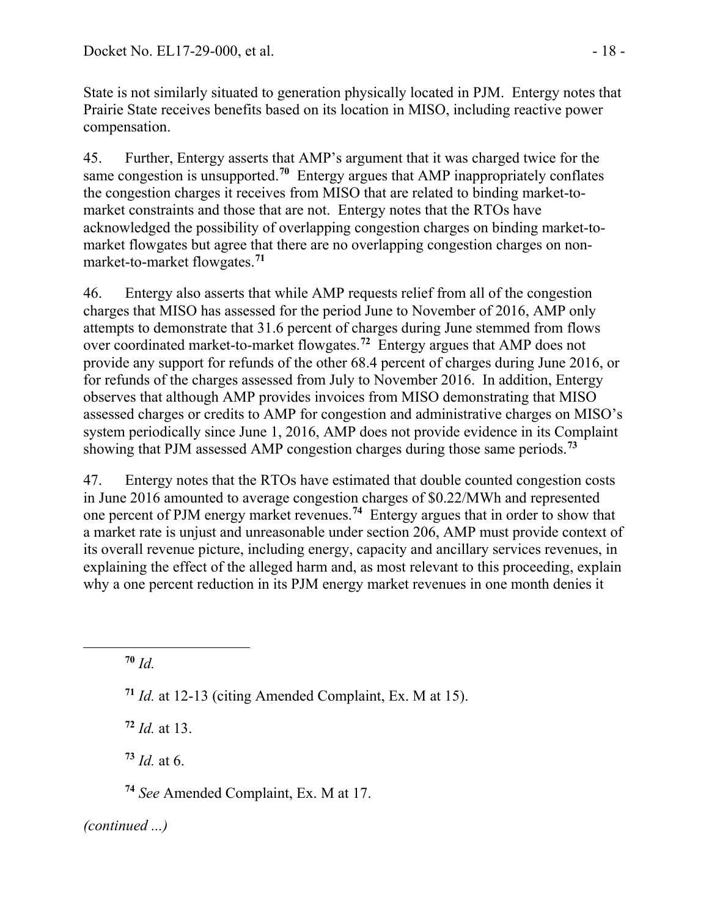State is not similarly situated to generation physically located in PJM. Entergy notes that Prairie State receives benefits based on its location in MISO, including reactive power compensation.

45. Further, Entergy asserts that AMP's argument that it was charged twice for the same congestion is unsupported.[70] Entergy argues that AMP inappropriately conflates the congestion charges it receives from MISO that are related to binding market-to-market constraints and those that are not. Entergy notes that the RTOs have acknowledged the possibility of overlapping congestion charges on binding market-to-market flowgates but agree that there are no overlapping congestion charges on non-market-to-market flowgates.[71]

46. Entergy also asserts that while AMP requests relief from all of the congestion charges that MISO has assessed for the period June to November of 2016, AMP only attempts to demonstrate that 31.6 percent of charges during June stemmed from flows over coordinated market-to-market flowgates.[72] Entergy argues that AMP does not provide any support for refunds of the other 68.4 percent of charges during June 2016, or for refunds of the charges assessed from July to November 2016. In addition, Entergy observes that although AMP provides invoices from MISO demonstrating that MISO assessed charges or credits to AMP for congestion and administrative charges on MISO's system periodically since June 1, 2016, AMP does not provide evidence in its Complaint showing that PJM assessed AMP congestion charges during those same periods.[73]

47. Entergy notes that the RTOs have estimated that double counted congestion costs in June 2016 amounted to average congestion charges of \$0.22/MWh and represented one percent of PJM energy market revenues.[74] Entergy argues that in order to show that a market rate is unjust and unreasonable under section 206, AMP must provide context of its overall revenue picture, including energy, capacity and ancillary services revenues, in explaining the effect of the alleged harm and, as most relevant to this proceeding, explain why a one percent reduction in its PJM energy market revenues in one month denies it

---

[70] *Id.*

[71] *Id.* at 12-13 (citing Amended Complaint, Ex. M at 15).

[72] *Id.* at 13.

[73] *Id.* at 6.

[74] *See* Amended Complaint, Ex. M at 17.

*(continued ...)*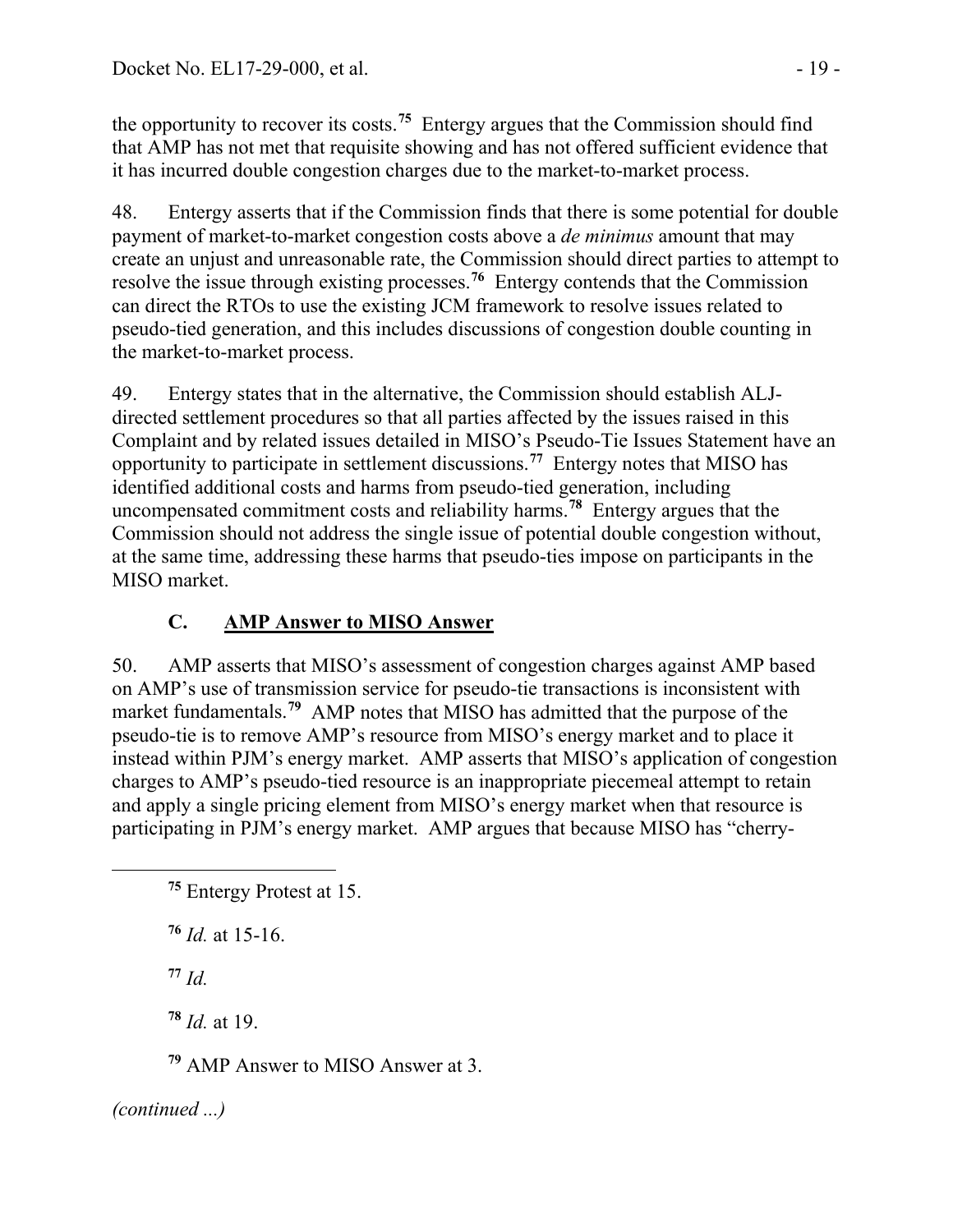the opportunity to recover its costs.[75] Entergy argues that the Commission should find that AMP has not met that requisite showing and has not offered sufficient evidence that it has incurred double congestion charges due to the market-to-market process.

48. Entergy asserts that if the Commission finds that there is some potential for double payment of market-to-market congestion costs above a *de minimus* amount that may create an unjust and unreasonable rate, the Commission should direct parties to attempt to resolve the issue through existing processes.[76] Entergy contends that the Commission can direct the RTOs to use the existing JCM framework to resolve issues related to pseudo-tied generation, and this includes discussions of congestion double counting in the market-to-market process.

49. Entergy states that in the alternative, the Commission should establish ALJ-directed settlement procedures so that all parties affected by the issues raised in this Complaint and by related issues detailed in MISO's Pseudo-Tie Issues Statement have an opportunity to participate in settlement discussions.[77] Entergy notes that MISO has identified additional costs and harms from pseudo-tied generation, including uncompensated commitment costs and reliability harms.[78] Entergy argues that the Commission should not address the single issue of potential double congestion without, at the same time, addressing these harms that pseudo-ties impose on participants in the MISO market.

### C. AMP Answer to MISO Answer

50. AMP asserts that MISO's assessment of congestion charges against AMP based on AMP's use of transmission service for pseudo-tie transactions is inconsistent with market fundamentals.[79] AMP notes that MISO has admitted that the purpose of the pseudo-tie is to remove AMP's resource from MISO's energy market and to place it instead within PJM's energy market. AMP asserts that MISO's application of congestion charges to AMP's pseudo-tied resource is an inappropriate piecemeal attempt to retain and apply a single pricing element from MISO's energy market when that resource is participating in PJM's energy market. AMP argues that because MISO has "cherry-

[75] Entergy Protest at 15.

[76] *Id.* at 15-16.

[77] *Id.*

[78] *Id.* at 19.

[79] AMP Answer to MISO Answer at 3.

*(continued ...)*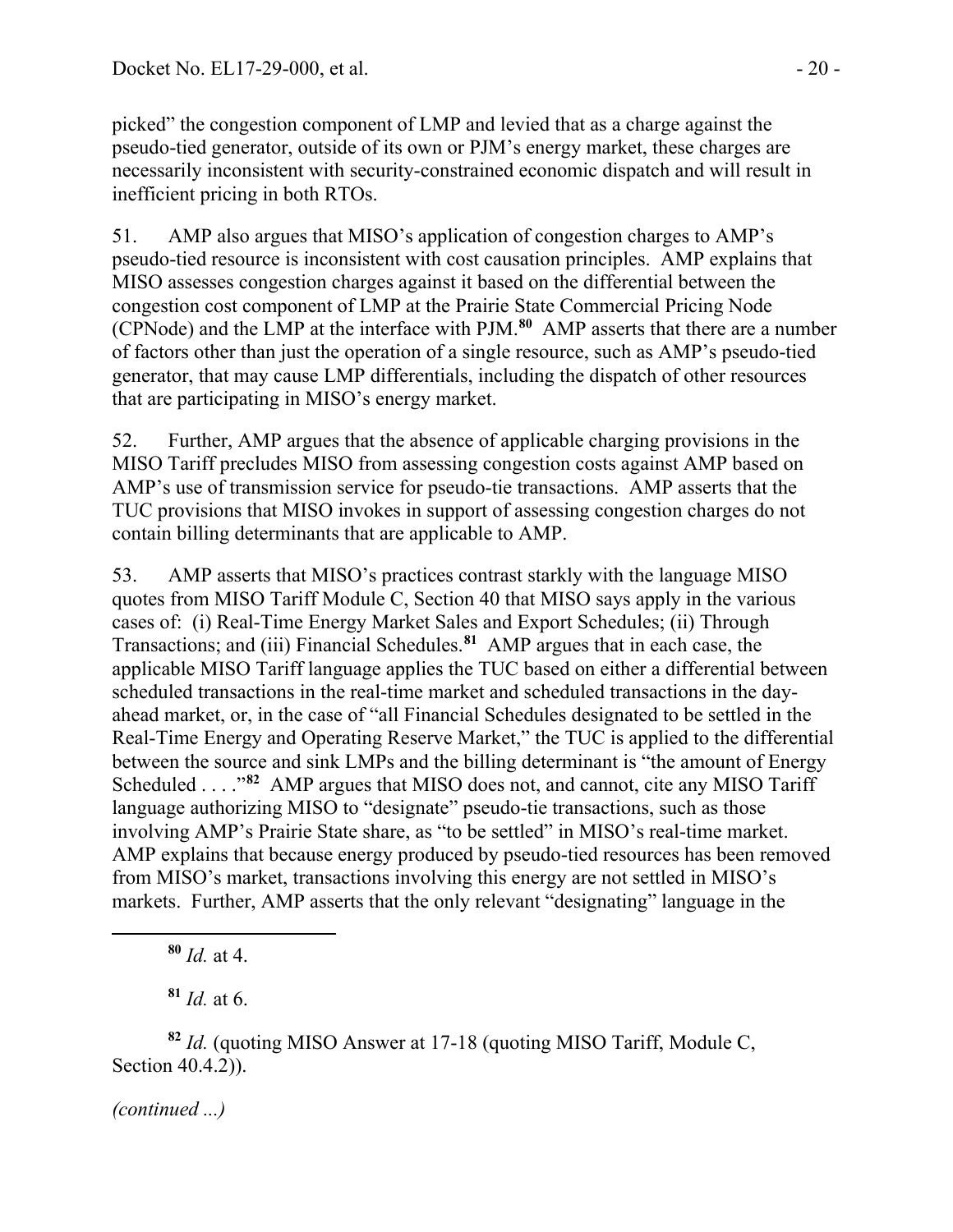picked" the congestion component of LMP and levied that as a charge against the pseudo-tied generator, outside of its own or PJM's energy market, these charges are necessarily inconsistent with security-constrained economic dispatch and will result in inefficient pricing in both RTOs.

51. AMP also argues that MISO's application of congestion charges to AMP's pseudo-tied resource is inconsistent with cost causation principles. AMP explains that MISO assesses congestion charges against it based on the differential between the congestion cost component of LMP at the Prairie State Commercial Pricing Node (CPNode) and the LMP at the interface with PJM.[80] AMP asserts that there are a number of factors other than just the operation of a single resource, such as AMP's pseudo-tied generator, that may cause LMP differentials, including the dispatch of other resources that are participating in MISO's energy market.

52. Further, AMP argues that the absence of applicable charging provisions in the MISO Tariff precludes MISO from assessing congestion costs against AMP based on AMP's use of transmission service for pseudo-tie transactions. AMP asserts that the TUC provisions that MISO invokes in support of assessing congestion charges do not contain billing determinants that are applicable to AMP.

53. AMP asserts that MISO's practices contrast starkly with the language MISO quotes from MISO Tariff Module C, Section 40 that MISO says apply in the various cases of: (i) Real-Time Energy Market Sales and Export Schedules; (ii) Through Transactions; and (iii) Financial Schedules.[81] AMP argues that in each case, the applicable MISO Tariff language applies the TUC based on either a differential between scheduled transactions in the real-time market and scheduled transactions in the day-ahead market, or, in the case of "all Financial Schedules designated to be settled in the Real-Time Energy and Operating Reserve Market," the TUC is applied to the differential between the source and sink LMPs and the billing determinant is "the amount of Energy Scheduled . . . ."[82] AMP argues that MISO does not, and cannot, cite any MISO Tariff language authorizing MISO to "designate" pseudo-tie transactions, such as those involving AMP's Prairie State share, as "to be settled" in MISO's real-time market. AMP explains that because energy produced by pseudo-tied resources has been removed from MISO's market, transactions involving this energy are not settled in MISO's markets. Further, AMP asserts that the only relevant "designating" language in the

---

[80] *Id.* at 4.

[81] *Id.* at 6.

[82] *Id.* (quoting MISO Answer at 17-18 (quoting MISO Tariff, Module C, Section 40.4.2)).

*(continued ...)*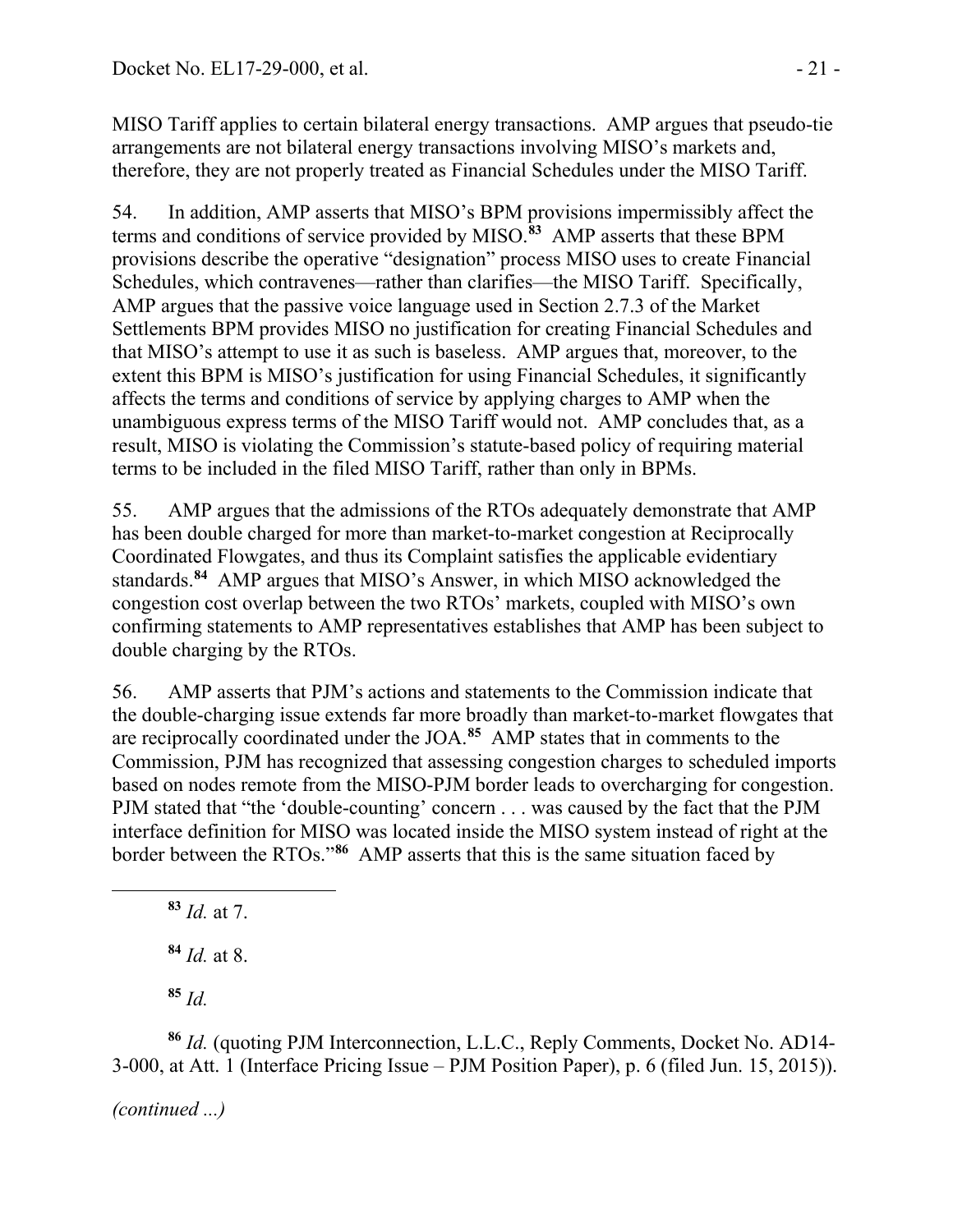MISO Tariff applies to certain bilateral energy transactions. AMP argues that pseudo-tie arrangements are not bilateral energy transactions involving MISO's markets and, therefore, they are not properly treated as Financial Schedules under the MISO Tariff.

54. In addition, AMP asserts that MISO's BPM provisions impermissibly affect the terms and conditions of service provided by MISO.[83] AMP asserts that these BPM provisions describe the operative "designation" process MISO uses to create Financial Schedules, which contravenes—rather than clarifies—the MISO Tariff. Specifically, AMP argues that the passive voice language used in Section 2.7.3 of the Market Settlements BPM provides MISO no justification for creating Financial Schedules and that MISO's attempt to use it as such is baseless. AMP argues that, moreover, to the extent this BPM is MISO's justification for using Financial Schedules, it significantly affects the terms and conditions of service by applying charges to AMP when the unambiguous express terms of the MISO Tariff would not. AMP concludes that, as a result, MISO is violating the Commission's statute-based policy of requiring material terms to be included in the filed MISO Tariff, rather than only in BPMs.

55. AMP argues that the admissions of the RTOs adequately demonstrate that AMP has been double charged for more than market-to-market congestion at Reciprocally Coordinated Flowgates, and thus its Complaint satisfies the applicable evidentiary standards.[84] AMP argues that MISO's Answer, in which MISO acknowledged the congestion cost overlap between the two RTOs' markets, coupled with MISO's own confirming statements to AMP representatives establishes that AMP has been subject to double charging by the RTOs.

56. AMP asserts that PJM's actions and statements to the Commission indicate that the double-charging issue extends far more broadly than market-to-market flowgates that are reciprocally coordinated under the JOA.[85] AMP states that in comments to the Commission, PJM has recognized that assessing congestion charges to scheduled imports based on nodes remote from the MISO-PJM border leads to overcharging for congestion. PJM stated that "the 'double-counting' concern . . . was caused by the fact that the PJM interface definition for MISO was located inside the MISO system instead of right at the border between the RTOs."[86] AMP asserts that this is the same situation faced by

---

[83] *Id.* at 7.

[84] *Id.* at 8.

[85] *Id.*

[86] *Id.* (quoting PJM Interconnection, L.L.C., Reply Comments, Docket No. AD14-3-000, at Att. 1 (Interface Pricing Issue – PJM Position Paper), p. 6 (filed Jun. 15, 2015)).

*(continued ...)*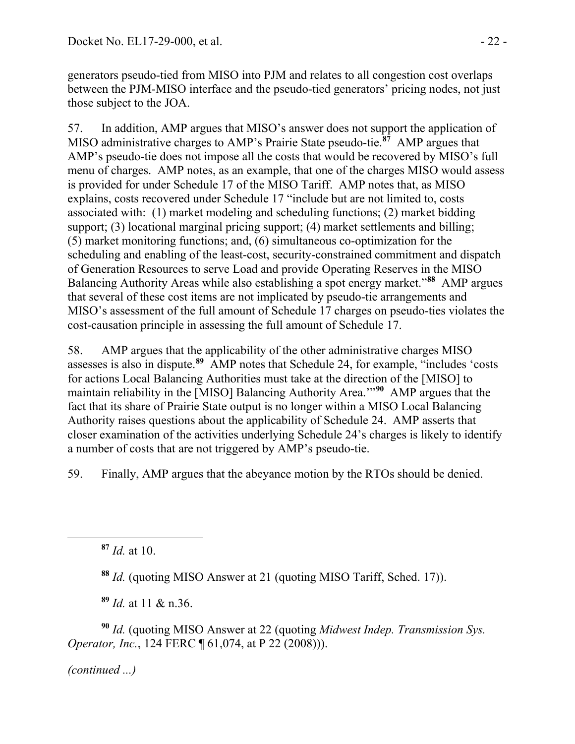generators pseudo-tied from MISO into PJM and relates to all congestion cost overlaps between the PJM-MISO interface and the pseudo-tied generators' pricing nodes, not just those subject to the JOA.

57. In addition, AMP argues that MISO's answer does not support the application of MISO administrative charges to AMP's Prairie State pseudo-tie.[87] AMP argues that AMP's pseudo-tie does not impose all the costs that would be recovered by MISO's full menu of charges. AMP notes, as an example, that one of the charges MISO would assess is provided for under Schedule 17 of the MISO Tariff. AMP notes that, as MISO explains, costs recovered under Schedule 17 "include but are not limited to, costs associated with: (1) market modeling and scheduling functions; (2) market bidding support; (3) locational marginal pricing support; (4) market settlements and billing; (5) market monitoring functions; and, (6) simultaneous co-optimization for the scheduling and enabling of the least-cost, security-constrained commitment and dispatch of Generation Resources to serve Load and provide Operating Reserves in the MISO Balancing Authority Areas while also establishing a spot energy market."[88] AMP argues that several of these cost items are not implicated by pseudo-tie arrangements and MISO's assessment of the full amount of Schedule 17 charges on pseudo-ties violates the cost-causation principle in assessing the full amount of Schedule 17.

58. AMP argues that the applicability of the other administrative charges MISO assesses is also in dispute.[89] AMP notes that Schedule 24, for example, "includes 'costs for actions Local Balancing Authorities must take at the direction of the [MISO] to maintain reliability in the [MISO] Balancing Authority Area.'"[90] AMP argues that the fact that its share of Prairie State output is no longer within a MISO Local Balancing Authority raises questions about the applicability of Schedule 24. AMP asserts that closer examination of the activities underlying Schedule 24's charges is likely to identify a number of costs that are not triggered by AMP's pseudo-tie.

59. Finally, AMP argues that the abeyance motion by the RTOs should be denied.

---

[87] *Id.* at 10.

[88] *Id.* (quoting MISO Answer at 21 (quoting MISO Tariff, Sched. 17)).

[89] *Id.* at 11 & n.36.

[90] *Id.* (quoting MISO Answer at 22 (quoting *Midwest Indep. Transmission Sys. Operator, Inc.*, 124 FERC ¶ 61,074, at P 22 (2008))).

*(continued ...)*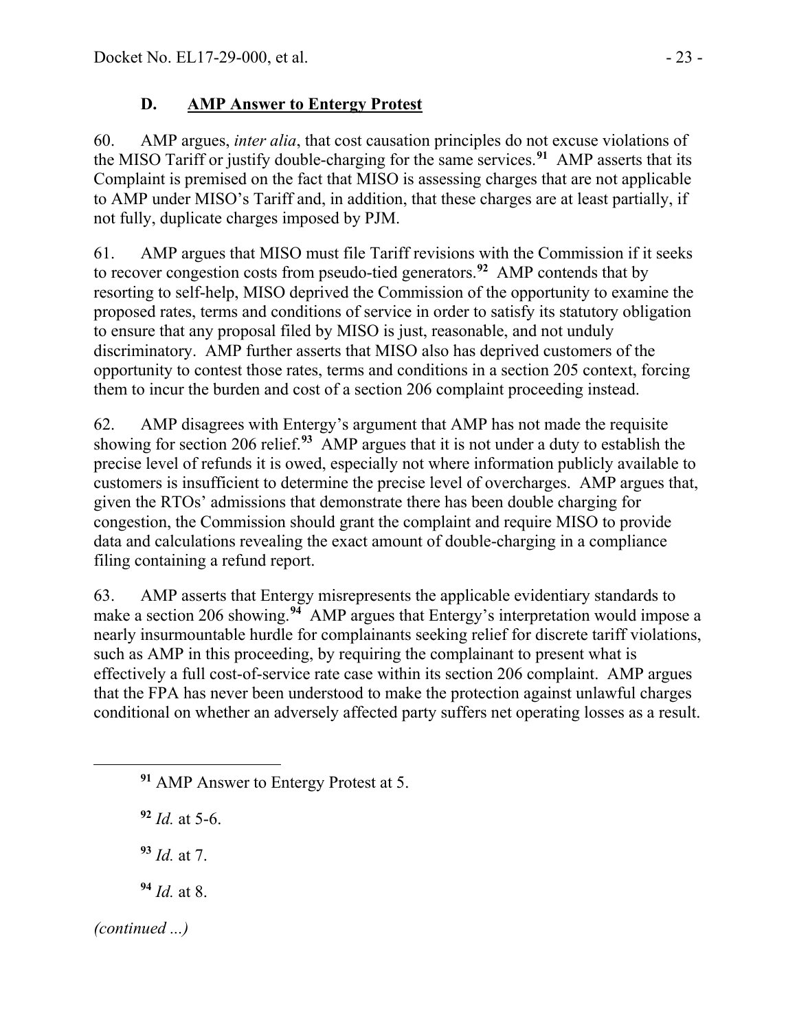### D. AMP Answer to Entergy Protest

60. AMP argues, *inter alia*, that cost causation principles do not excuse violations of the MISO Tariff or justify double-charging for the same services.[91] AMP asserts that its Complaint is premised on the fact that MISO is assessing charges that are not applicable to AMP under MISO's Tariff and, in addition, that these charges are at least partially, if not fully, duplicate charges imposed by PJM.

61. AMP argues that MISO must file Tariff revisions with the Commission if it seeks to recover congestion costs from pseudo-tied generators.[92] AMP contends that by resorting to self-help, MISO deprived the Commission of the opportunity to examine the proposed rates, terms and conditions of service in order to satisfy its statutory obligation to ensure that any proposal filed by MISO is just, reasonable, and not unduly discriminatory. AMP further asserts that MISO also has deprived customers of the opportunity to contest those rates, terms and conditions in a section 205 context, forcing them to incur the burden and cost of a section 206 complaint proceeding instead.

62. AMP disagrees with Entergy's argument that AMP has not made the requisite showing for section 206 relief.[93] AMP argues that it is not under a duty to establish the precise level of refunds it is owed, especially not where information publicly available to customers is insufficient to determine the precise level of overcharges. AMP argues that, given the RTOs' admissions that demonstrate there has been double charging for congestion, the Commission should grant the complaint and require MISO to provide data and calculations revealing the exact amount of double-charging in a compliance filing containing a refund report.

63. AMP asserts that Entergy misrepresents the applicable evidentiary standards to make a section 206 showing.[94] AMP argues that Entergy's interpretation would impose a nearly insurmountable hurdle for complainants seeking relief for discrete tariff violations, such as AMP in this proceeding, by requiring the complainant to present what is effectively a full cost-of-service rate case within its section 206 complaint. AMP argues that the FPA has never been understood to make the protection against unlawful charges conditional on whether an adversely affected party suffers net operating losses as a result.

[91] AMP Answer to Entergy Protest at 5.

[92] *Id.* at 5-6.

[93] *Id.* at 7.

[94] *Id.* at 8.

*(continued ...)*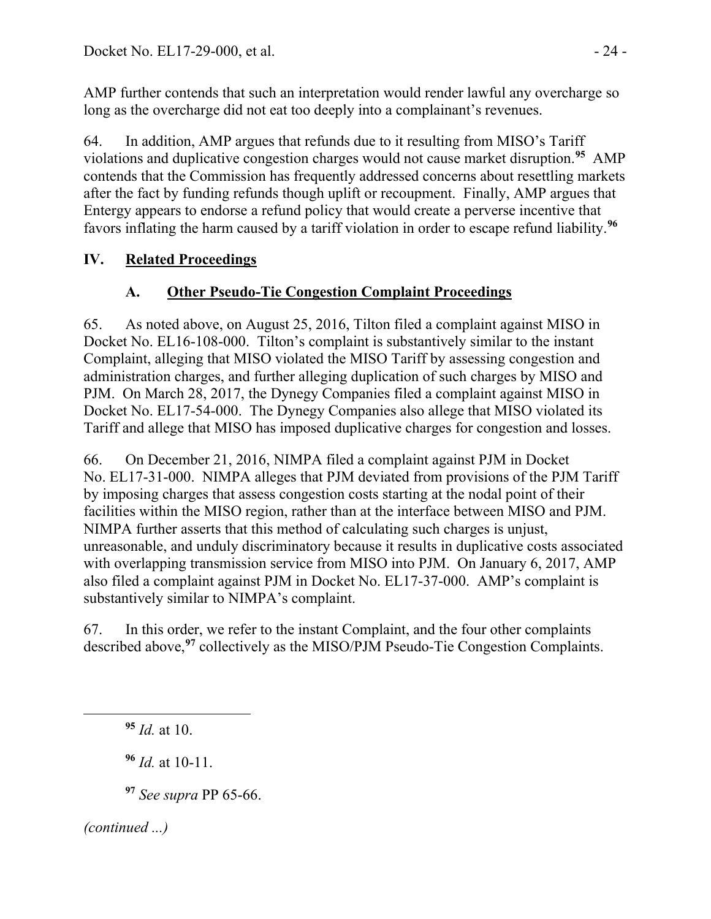AMP further contends that such an interpretation would render lawful any overcharge so long as the overcharge did not eat too deeply into a complainant's revenues.

64. In addition, AMP argues that refunds due to it resulting from MISO's Tariff violations and duplicative congestion charges would not cause market disruption.[95] AMP contends that the Commission has frequently addressed concerns about resettling markets after the fact by funding refunds though uplift or recoupment. Finally, AMP argues that Entergy appears to endorse a refund policy that would create a perverse incentive that favors inflating the harm caused by a tariff violation in order to escape refund liability.[96]

## IV. Related Proceedings

### A. Other Pseudo-Tie Congestion Complaint Proceedings

65. As noted above, on August 25, 2016, Tilton filed a complaint against MISO in Docket No. EL16-108-000. Tilton's complaint is substantively similar to the instant Complaint, alleging that MISO violated the MISO Tariff by assessing congestion and administration charges, and further alleging duplication of such charges by MISO and PJM. On March 28, 2017, the Dynegy Companies filed a complaint against MISO in Docket No. EL17-54-000. The Dynegy Companies also allege that MISO violated its Tariff and allege that MISO has imposed duplicative charges for congestion and losses.

66. On December 21, 2016, NIMPA filed a complaint against PJM in Docket No. EL17-31-000. NIMPA alleges that PJM deviated from provisions of the PJM Tariff by imposing charges that assess congestion costs starting at the nodal point of their facilities within the MISO region, rather than at the interface between MISO and PJM. NIMPA further asserts that this method of calculating such charges is unjust, unreasonable, and unduly discriminatory because it results in duplicative costs associated with overlapping transmission service from MISO into PJM. On January 6, 2017, AMP also filed a complaint against PJM in Docket No. EL17-37-000. AMP's complaint is substantively similar to NIMPA's complaint.

67. In this order, we refer to the instant Complaint, and the four other complaints described above,[97] collectively as the MISO/PJM Pseudo-Tie Congestion Complaints.

---

[95] *Id.* at 10.

[96] *Id.* at 10-11.

[97] *See supra* PP 65-66.

*(continued ...)*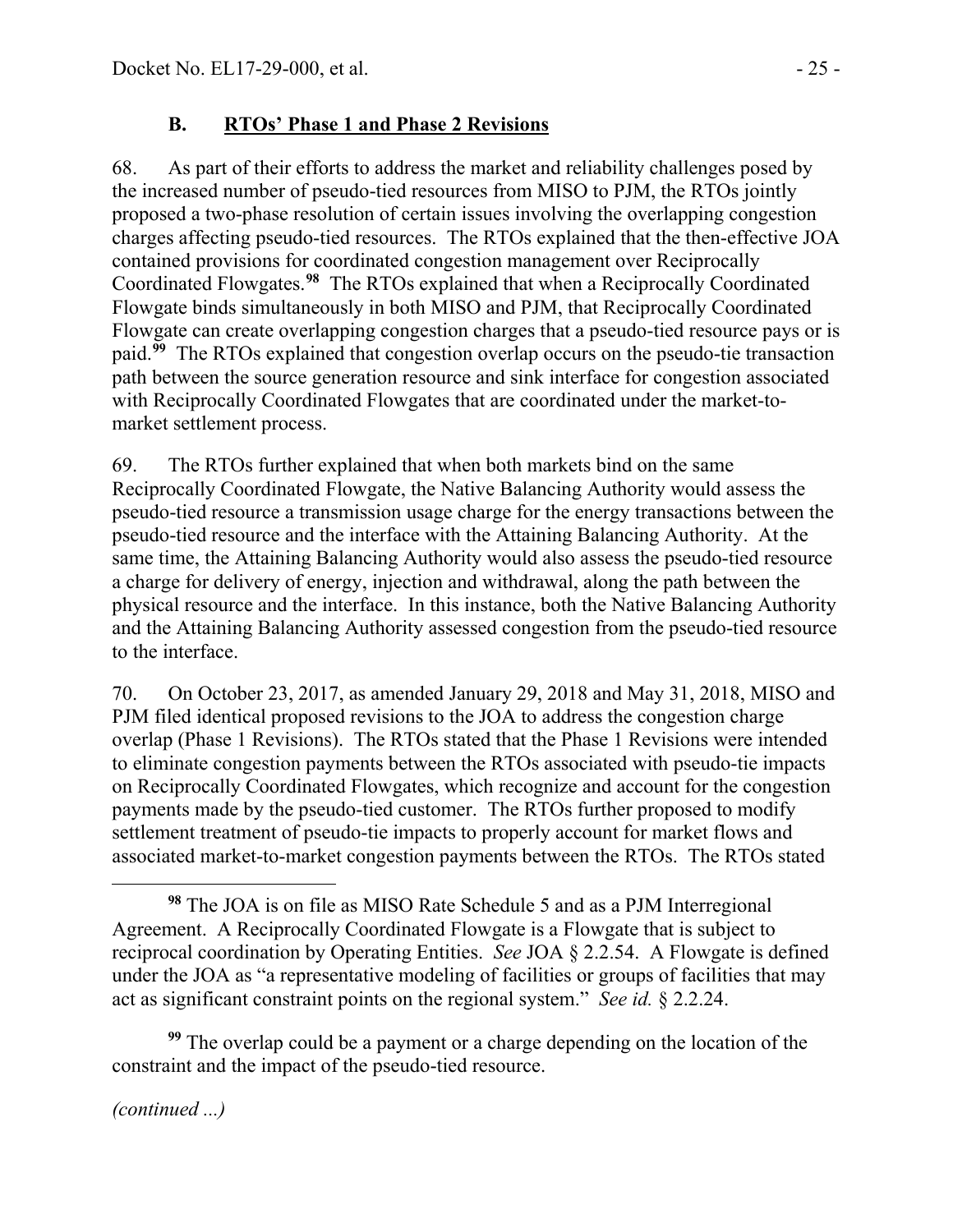### B. RTOs' Phase 1 and Phase 2 Revisions

68. As part of their efforts to address the market and reliability challenges posed by the increased number of pseudo-tied resources from MISO to PJM, the RTOs jointly proposed a two-phase resolution of certain issues involving the overlapping congestion charges affecting pseudo-tied resources. The RTOs explained that the then-effective JOA contained provisions for coordinated congestion management over Reciprocally Coordinated Flowgates.[98] The RTOs explained that when a Reciprocally Coordinated Flowgate binds simultaneously in both MISO and PJM, that Reciprocally Coordinated Flowgate can create overlapping congestion charges that a pseudo-tied resource pays or is paid.[99] The RTOs explained that congestion overlap occurs on the pseudo-tie transaction path between the source generation resource and sink interface for congestion associated with Reciprocally Coordinated Flowgates that are coordinated under the market-to-market settlement process.

69. The RTOs further explained that when both markets bind on the same Reciprocally Coordinated Flowgate, the Native Balancing Authority would assess the pseudo-tied resource a transmission usage charge for the energy transactions between the pseudo-tied resource and the interface with the Attaining Balancing Authority. At the same time, the Attaining Balancing Authority would also assess the pseudo-tied resource a charge for delivery of energy, injection and withdrawal, along the path between the physical resource and the interface. In this instance, both the Native Balancing Authority and the Attaining Balancing Authority assessed congestion from the pseudo-tied resource to the interface.

70. On October 23, 2017, as amended January 29, 2018 and May 31, 2018, MISO and PJM filed identical proposed revisions to the JOA to address the congestion charge overlap (Phase 1 Revisions). The RTOs stated that the Phase 1 Revisions were intended to eliminate congestion payments between the RTOs associated with pseudo-tie impacts on Reciprocally Coordinated Flowgates, which recognize and account for the congestion payments made by the pseudo-tied customer. The RTOs further proposed to modify settlement treatment of pseudo-tie impacts to properly account for market flows and associated market-to-market congestion payments between the RTOs. The RTOs stated

---

[98] The JOA is on file as MISO Rate Schedule 5 and as a PJM Interregional Agreement. A Reciprocally Coordinated Flowgate is a Flowgate that is subject to reciprocal coordination by Operating Entities. *See* JOA § 2.2.54. A Flowgate is defined under the JOA as "a representative modeling of facilities or groups of facilities that may act as significant constraint points on the regional system." *See id.* § 2.2.24.

[99] The overlap could be a payment or a charge depending on the location of the constraint and the impact of the pseudo-tied resource.

*(continued ...)*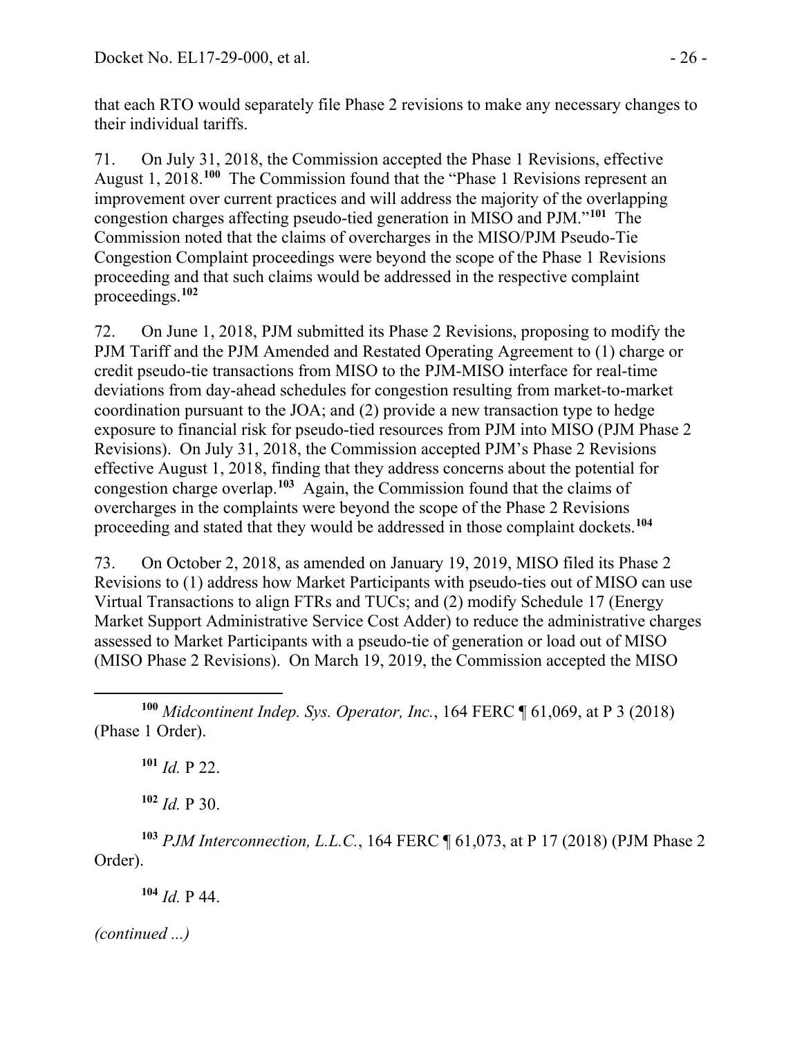that each RTO would separately file Phase 2 revisions to make any necessary changes to their individual tariffs.

71. On July 31, 2018, the Commission accepted the Phase 1 Revisions, effective August 1, 2018.[100] The Commission found that the "Phase 1 Revisions represent an improvement over current practices and will address the majority of the overlapping congestion charges affecting pseudo-tied generation in MISO and PJM."[101] The Commission noted that the claims of overcharges in the MISO/PJM Pseudo-Tie Congestion Complaint proceedings were beyond the scope of the Phase 1 Revisions proceeding and that such claims would be addressed in the respective complaint proceedings.[102]

72. On June 1, 2018, PJM submitted its Phase 2 Revisions, proposing to modify the PJM Tariff and the PJM Amended and Restated Operating Agreement to (1) charge or credit pseudo-tie transactions from MISO to the PJM-MISO interface for real-time deviations from day-ahead schedules for congestion resulting from market-to-market coordination pursuant to the JOA; and (2) provide a new transaction type to hedge exposure to financial risk for pseudo-tied resources from PJM into MISO (PJM Phase 2 Revisions). On July 31, 2018, the Commission accepted PJM's Phase 2 Revisions effective August 1, 2018, finding that they address concerns about the potential for congestion charge overlap.[103] Again, the Commission found that the claims of overcharges in the complaints were beyond the scope of the Phase 2 Revisions proceeding and stated that they would be addressed in those complaint dockets.[104]

73. On October 2, 2018, as amended on January 19, 2019, MISO filed its Phase 2 Revisions to (1) address how Market Participants with pseudo-ties out of MISO can use Virtual Transactions to align FTRs and TUCs; and (2) modify Schedule 17 (Energy Market Support Administrative Service Cost Adder) to reduce the administrative charges assessed to Market Participants with a pseudo-tie of generation or load out of MISO (MISO Phase 2 Revisions). On March 19, 2019, the Commission accepted the MISO

---

[100] *Midcontinent Indep. Sys. Operator, Inc.*, 164 FERC ¶ 61,069, at P 3 (2018) (Phase 1 Order).

[101] *Id.* P 22.

[102] *Id.* P 30.

[103] *PJM Interconnection, L.L.C.*, 164 FERC ¶ 61,073, at P 17 (2018) (PJM Phase 2 Order).

[104] *Id.* P 44.

*(continued ...)*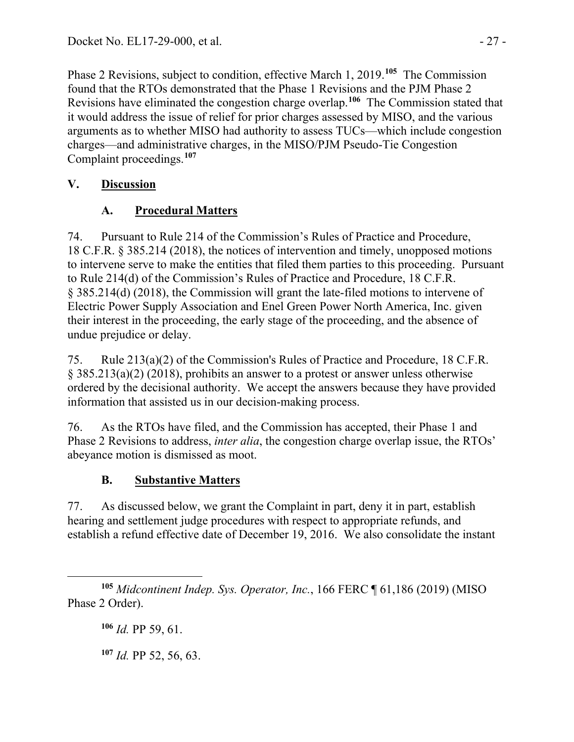Phase 2 Revisions, subject to condition, effective March 1, 2019.[105] The Commission found that the RTOs demonstrated that the Phase 1 Revisions and the PJM Phase 2 Revisions have eliminated the congestion charge overlap.[106] The Commission stated that it would address the issue of relief for prior charges assessed by MISO, and the various arguments as to whether MISO had authority to assess TUCs—which include congestion charges—and administrative charges, in the MISO/PJM Pseudo-Tie Congestion Complaint proceedings.[107]

## V. Discussion

### A. Procedural Matters

74. Pursuant to Rule 214 of the Commission's Rules of Practice and Procedure, 18 C.F.R. § 385.214 (2018), the notices of intervention and timely, unopposed motions to intervene serve to make the entities that filed them parties to this proceeding. Pursuant to Rule 214(d) of the Commission's Rules of Practice and Procedure, 18 C.F.R. § 385.214(d) (2018), the Commission will grant the late-filed motions to intervene of Electric Power Supply Association and Enel Green Power North America, Inc. given their interest in the proceeding, the early stage of the proceeding, and the absence of undue prejudice or delay.

75. Rule 213(a)(2) of the Commission's Rules of Practice and Procedure, 18 C.F.R. § 385.213(a)(2) (2018), prohibits an answer to a protest or answer unless otherwise ordered by the decisional authority. We accept the answers because they have provided information that assisted us in our decision-making process.

76. As the RTOs have filed, and the Commission has accepted, their Phase 1 and Phase 2 Revisions to address, *inter alia*, the congestion charge overlap issue, the RTOs' abeyance motion is dismissed as moot.

### B. Substantive Matters

77. As discussed below, we grant the Complaint in part, deny it in part, establish hearing and settlement judge procedures with respect to appropriate refunds, and establish a refund effective date of December 19, 2016. We also consolidate the instant

---

[105] *Midcontinent Indep. Sys. Operator, Inc.*, 166 FERC ¶ 61,186 (2019) (MISO Phase 2 Order).

[106] *Id.* PP 59, 61.

[107] *Id.* PP 52, 56, 63.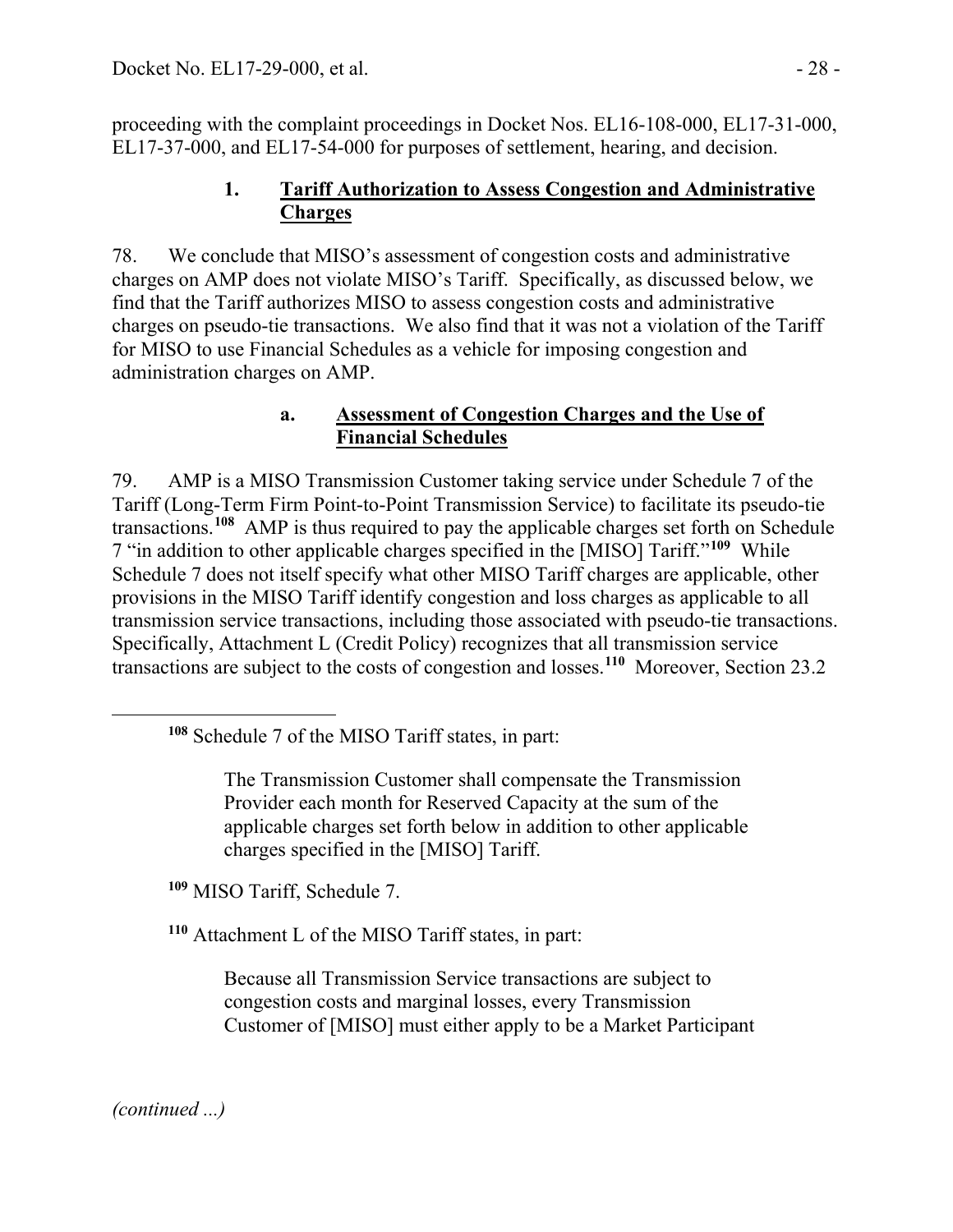proceeding with the complaint proceedings in Docket Nos. EL16-108-000, EL17-31-000, EL17-37-000, and EL17-54-000 for purposes of settlement, hearing, and decision.

### 1. Tariff Authorization to Assess Congestion and Administrative Charges

78. We conclude that MISO's assessment of congestion costs and administrative charges on AMP does not violate MISO's Tariff. Specifically, as discussed below, we find that the Tariff authorizes MISO to assess congestion costs and administrative charges on pseudo-tie transactions. We also find that it was not a violation of the Tariff for MISO to use Financial Schedules as a vehicle for imposing congestion and administration charges on AMP.

#### a. Assessment of Congestion Charges and the Use of Financial Schedules

79. AMP is a MISO Transmission Customer taking service under Schedule 7 of the Tariff (Long-Term Firm Point-to-Point Transmission Service) to facilitate its pseudo-tie transactions.[108] AMP is thus required to pay the applicable charges set forth on Schedule 7 "in addition to other applicable charges specified in the [MISO] Tariff."[109] While Schedule 7 does not itself specify what other MISO Tariff charges are applicable, other provisions in the MISO Tariff identify congestion and loss charges as applicable to all transmission service transactions, including those associated with pseudo-tie transactions. Specifically, Attachment L (Credit Policy) recognizes that all transmission service transactions are subject to the costs of congestion and losses.[110] Moreover, Section 23.2

---

[108] Schedule 7 of the MISO Tariff states, in part:

> The Transmission Customer shall compensate the Transmission Provider each month for Reserved Capacity at the sum of the applicable charges set forth below in addition to other applicable charges specified in the [MISO] Tariff.

[109] MISO Tariff, Schedule 7.

[110] Attachment L of the MISO Tariff states, in part:

> Because all Transmission Service transactions are subject to congestion costs and marginal losses, every Transmission Customer of [MISO] must either apply to be a Market Participant

*(continued ...)*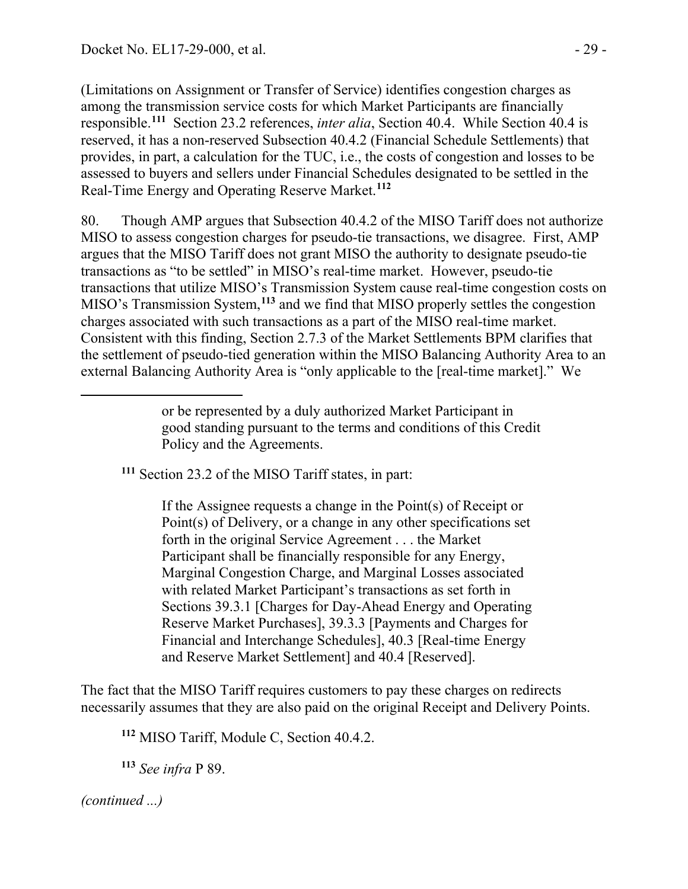(Limitations on Assignment or Transfer of Service) identifies congestion charges as among the transmission service costs for which Market Participants are financially responsible.[111] Section 23.2 references, *inter alia*, Section 40.4. While Section 40.4 is reserved, it has a non-reserved Subsection 40.4.2 (Financial Schedule Settlements) that provides, in part, a calculation for the TUC, i.e., the costs of congestion and losses to be assessed to buyers and sellers under Financial Schedules designated to be settled in the Real-Time Energy and Operating Reserve Market.[112]

80. Though AMP argues that Subsection 40.4.2 of the MISO Tariff does not authorize MISO to assess congestion charges for pseudo-tie transactions, we disagree. First, AMP argues that the MISO Tariff does not grant MISO the authority to designate pseudo-tie transactions as "to be settled" in MISO's real-time market. However, pseudo-tie transactions that utilize MISO's Transmission System cause real-time congestion costs on MISO's Transmission System,[113] and we find that MISO properly settles the congestion charges associated with such transactions as a part of the MISO real-time market. Consistent with this finding, Section 2.7.3 of the Market Settlements BPM clarifies that the settlement of pseudo-tied generation within the MISO Balancing Authority Area to an external Balancing Authority Area is "only applicable to the [real-time market]." We

---

> or be represented by a duly authorized Market Participant in good standing pursuant to the terms and conditions of this Credit Policy and the Agreements.

[111] Section 23.2 of the MISO Tariff states, in part:

> If the Assignee requests a change in the Point(s) of Receipt or Point(s) of Delivery, or a change in any other specifications set forth in the original Service Agreement . . . the Market Participant shall be financially responsible for any Energy, Marginal Congestion Charge, and Marginal Losses associated with related Market Participant's transactions as set forth in Sections 39.3.1 [Charges for Day-Ahead Energy and Operating Reserve Market Purchases], 39.3.3 [Payments and Charges for Financial and Interchange Schedules], 40.3 [Real-time Energy and Reserve Market Settlement] and 40.4 [Reserved].

The fact that the MISO Tariff requires customers to pay these charges on redirects necessarily assumes that they are also paid on the original Receipt and Delivery Points.

[112] MISO Tariff, Module C, Section 40.4.2.

[113] *See infra* P 89.

*(continued ...)*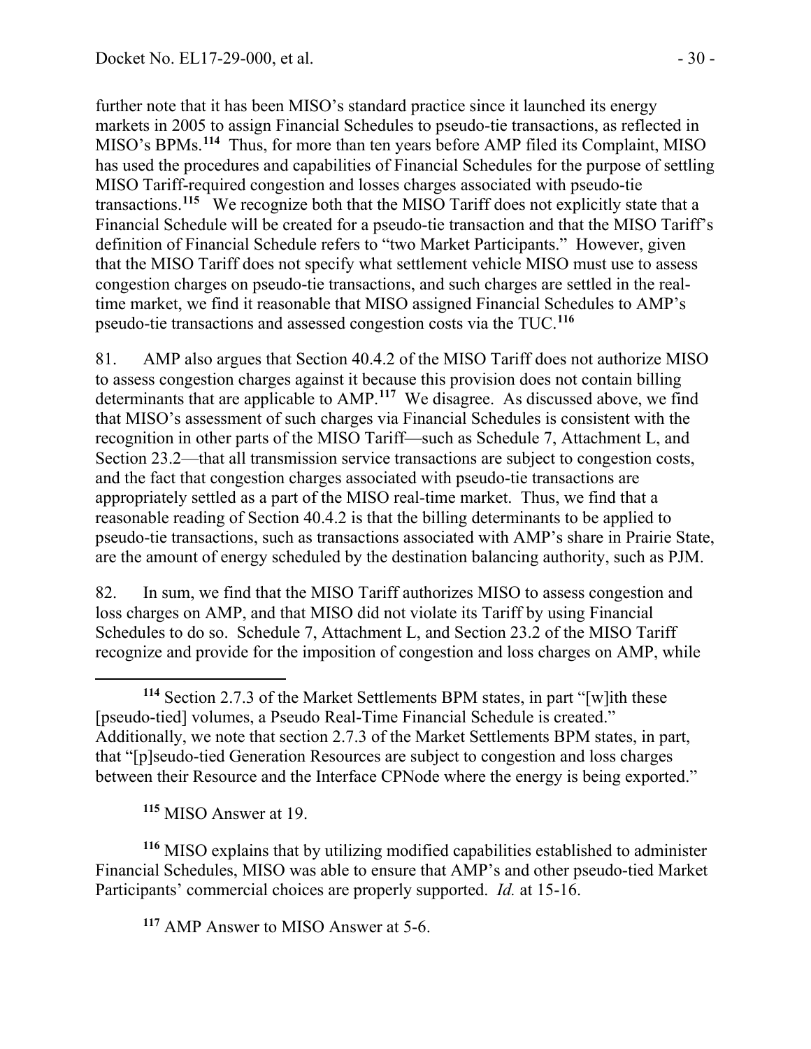further note that it has been MISO's standard practice since it launched its energy markets in 2005 to assign Financial Schedules to pseudo-tie transactions, as reflected in MISO's BPMs.[114] Thus, for more than ten years before AMP filed its Complaint, MISO has used the procedures and capabilities of Financial Schedules for the purpose of settling MISO Tariff-required congestion and losses charges associated with pseudo-tie transactions.[115] We recognize both that the MISO Tariff does not explicitly state that a Financial Schedule will be created for a pseudo-tie transaction and that the MISO Tariff's definition of Financial Schedule refers to "two Market Participants." However, given that the MISO Tariff does not specify what settlement vehicle MISO must use to assess congestion charges on pseudo-tie transactions, and such charges are settled in the real-time market, we find it reasonable that MISO assigned Financial Schedules to AMP's pseudo-tie transactions and assessed congestion costs via the TUC.[116]

81. AMP also argues that Section 40.4.2 of the MISO Tariff does not authorize MISO to assess congestion charges against it because this provision does not contain billing determinants that are applicable to AMP.[117] We disagree. As discussed above, we find that MISO's assessment of such charges via Financial Schedules is consistent with the recognition in other parts of the MISO Tariff—such as Schedule 7, Attachment L, and Section 23.2—that all transmission service transactions are subject to congestion costs, and the fact that congestion charges associated with pseudo-tie transactions are appropriately settled as a part of the MISO real-time market. Thus, we find that a reasonable reading of Section 40.4.2 is that the billing determinants to be applied to pseudo-tie transactions, such as transactions associated with AMP's share in Prairie State, are the amount of energy scheduled by the destination balancing authority, such as PJM.

82. In sum, we find that the MISO Tariff authorizes MISO to assess congestion and loss charges on AMP, and that MISO did not violate its Tariff by using Financial Schedules to do so. Schedule 7, Attachment L, and Section 23.2 of the MISO Tariff recognize and provide for the imposition of congestion and loss charges on AMP, while

---

[114] Section 2.7.3 of the Market Settlements BPM states, in part "[w]ith these [pseudo-tied] volumes, a Pseudo Real-Time Financial Schedule is created." Additionally, we note that section 2.7.3 of the Market Settlements BPM states, in part, that "[p]seudo-tied Generation Resources are subject to congestion and loss charges between their Resource and the Interface CPNode where the energy is being exported."

[115] MISO Answer at 19.

[116] MISO explains that by utilizing modified capabilities established to administer Financial Schedules, MISO was able to ensure that AMP's and other pseudo-tied Market Participants' commercial choices are properly supported. *Id.* at 15-16.

[117] AMP Answer to MISO Answer at 5-6.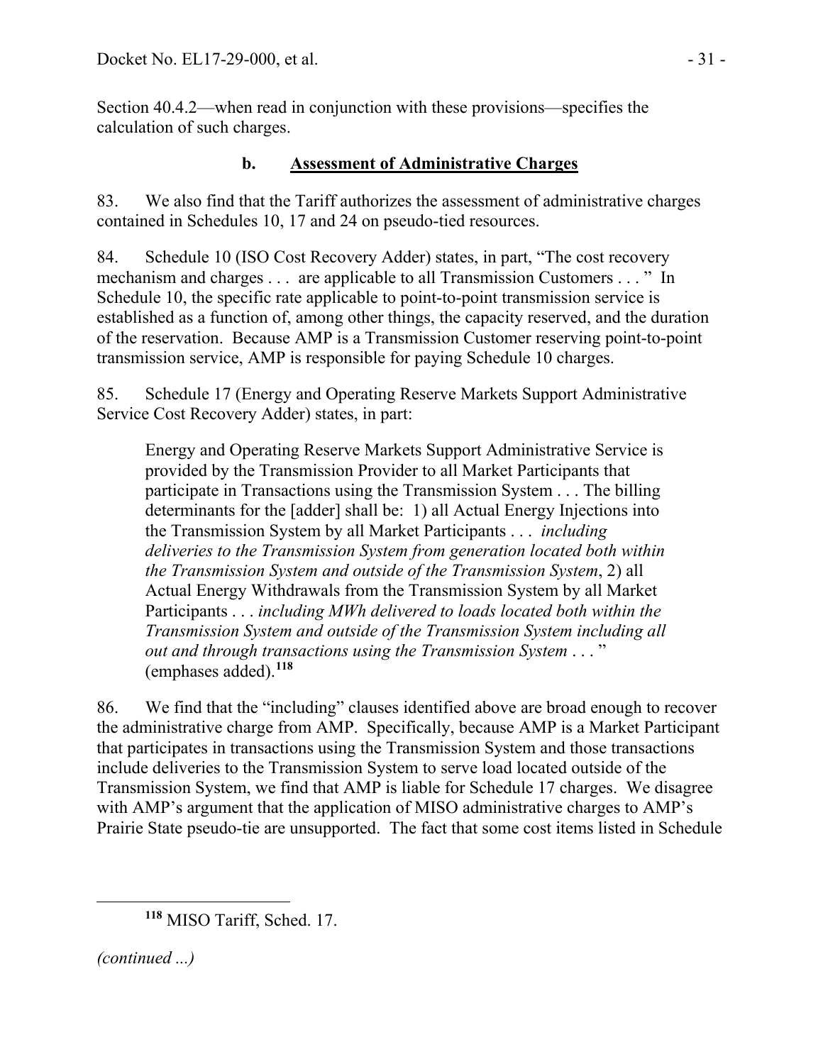Section 40.4.2—when read in conjunction with these provisions—specifies the calculation of such charges.

### b. Assessment of Administrative Charges

83. We also find that the Tariff authorizes the assessment of administrative charges contained in Schedules 10, 17 and 24 on pseudo-tied resources.

84. Schedule 10 (ISO Cost Recovery Adder) states, in part, "The cost recovery mechanism and charges . . . are applicable to all Transmission Customers . . . " In Schedule 10, the specific rate applicable to point-to-point transmission service is established as a function of, among other things, the capacity reserved, and the duration of the reservation. Because AMP is a Transmission Customer reserving point-to-point transmission service, AMP is responsible for paying Schedule 10 charges.

85. Schedule 17 (Energy and Operating Reserve Markets Support Administrative Service Cost Recovery Adder) states, in part:

> Energy and Operating Reserve Markets Support Administrative Service is provided by the Transmission Provider to all Market Participants that participate in Transactions using the Transmission System . . . The billing determinants for the [adder] shall be: 1) all Actual Energy Injections into the Transmission System by all Market Participants . . . *including deliveries to the Transmission System from generation located both within the Transmission System and outside of the Transmission System*, 2) all Actual Energy Withdrawals from the Transmission System by all Market Participants . . . *including MWh delivered to loads located both within the Transmission System and outside of the Transmission System including all out and through transactions using the Transmission System* . . . " (emphases added).[118]

86. We find that the "including" clauses identified above are broad enough to recover the administrative charge from AMP. Specifically, because AMP is a Market Participant that participates in transactions using the Transmission System and those transactions include deliveries to the Transmission System to serve load located outside of the Transmission System, we find that AMP is liable for Schedule 17 charges. We disagree with AMP's argument that the application of MISO administrative charges to AMP's Prairie State pseudo-tie are unsupported. The fact that some cost items listed in Schedule

[118] MISO Tariff, Sched. 17.

*(continued ...)*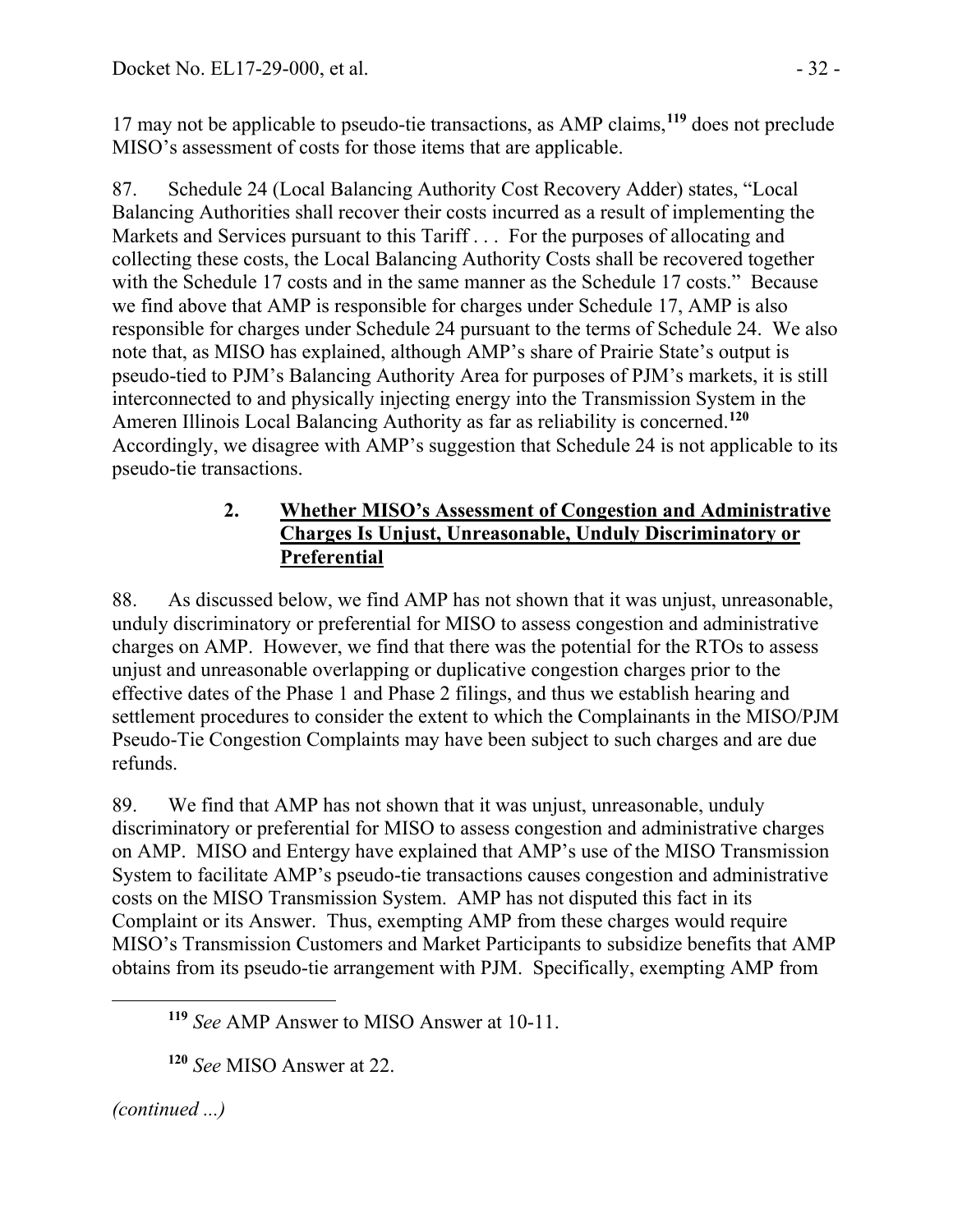17 may not be applicable to pseudo-tie transactions, as AMP claims,[119] does not preclude MISO's assessment of costs for those items that are applicable.

87. Schedule 24 (Local Balancing Authority Cost Recovery Adder) states, "Local Balancing Authorities shall recover their costs incurred as a result of implementing the Markets and Services pursuant to this Tariff . . . For the purposes of allocating and collecting these costs, the Local Balancing Authority Costs shall be recovered together with the Schedule 17 costs and in the same manner as the Schedule 17 costs." Because we find above that AMP is responsible for charges under Schedule 17, AMP is also responsible for charges under Schedule 24 pursuant to the terms of Schedule 24. We also note that, as MISO has explained, although AMP's share of Prairie State's output is pseudo-tied to PJM's Balancing Authority Area for purposes of PJM's markets, it is still interconnected to and physically injecting energy into the Transmission System in the Ameren Illinois Local Balancing Authority as far as reliability is concerned.[120] Accordingly, we disagree with AMP's suggestion that Schedule 24 is not applicable to its pseudo-tie transactions.

### 2. **Whether MISO's Assessment of Congestion and Administrative Charges Is Unjust, Unreasonable, Unduly Discriminatory or Preferential**

88. As discussed below, we find AMP has not shown that it was unjust, unreasonable, unduly discriminatory or preferential for MISO to assess congestion and administrative charges on AMP. However, we find that there was the potential for the RTOs to assess unjust and unreasonable overlapping or duplicative congestion charges prior to the effective dates of the Phase 1 and Phase 2 filings, and thus we establish hearing and settlement procedures to consider the extent to which the Complainants in the MISO/PJM Pseudo-Tie Congestion Complaints may have been subject to such charges and are due refunds.

89. We find that AMP has not shown that it was unjust, unreasonable, unduly discriminatory or preferential for MISO to assess congestion and administrative charges on AMP. MISO and Entergy have explained that AMP's use of the MISO Transmission System to facilitate AMP's pseudo-tie transactions causes congestion and administrative costs on the MISO Transmission System. AMP has not disputed this fact in its Complaint or its Answer. Thus, exempting AMP from these charges would require MISO's Transmission Customers and Market Participants to subsidize benefits that AMP obtains from its pseudo-tie arrangement with PJM. Specifically, exempting AMP from

[119] *See* AMP Answer to MISO Answer at 10-11.

[120] *See* MISO Answer at 22.

*(continued ...)*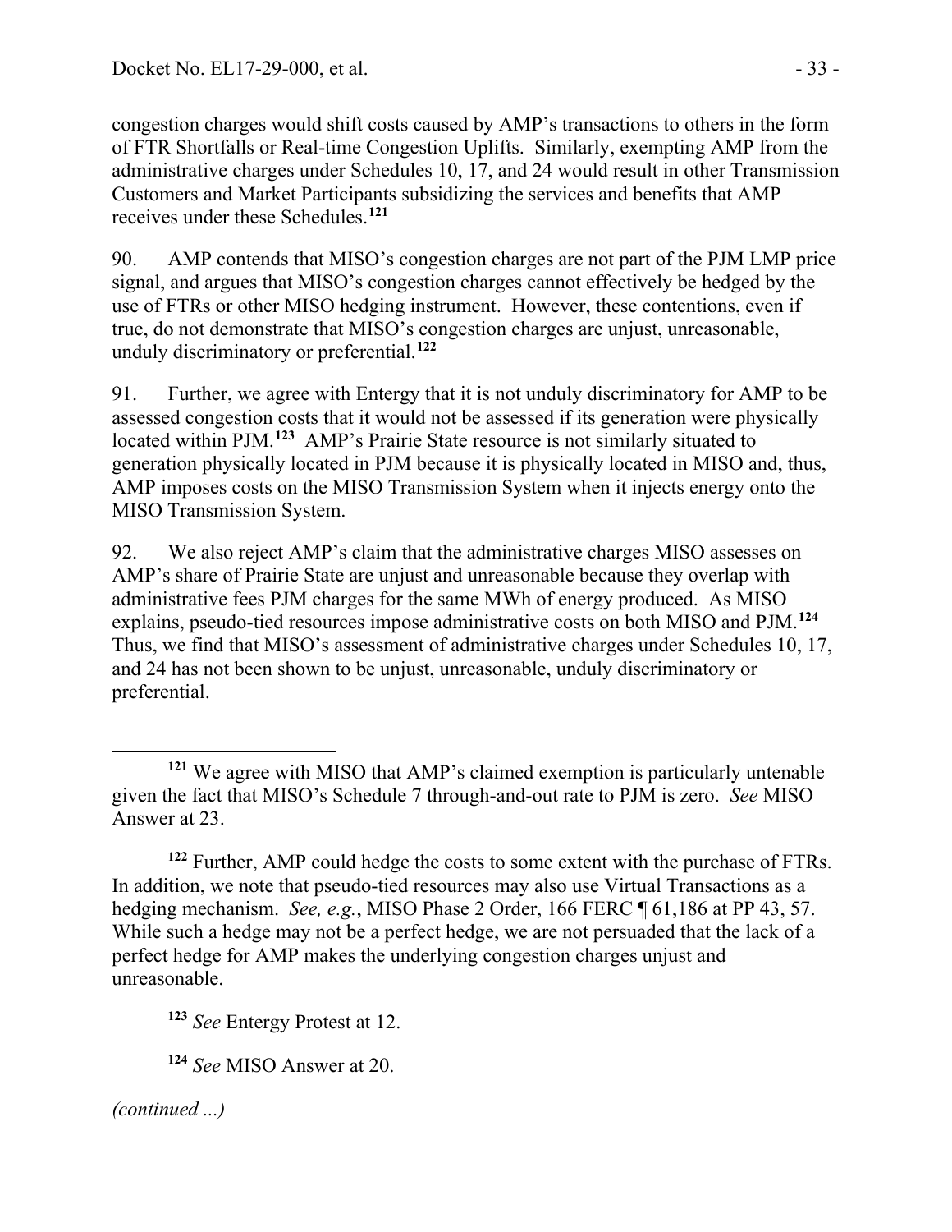congestion charges would shift costs caused by AMP's transactions to others in the form of FTR Shortfalls or Real-time Congestion Uplifts. Similarly, exempting AMP from the administrative charges under Schedules 10, 17, and 24 would result in other Transmission Customers and Market Participants subsidizing the services and benefits that AMP receives under these Schedules.[121]

90. AMP contends that MISO's congestion charges are not part of the PJM LMP price signal, and argues that MISO's congestion charges cannot effectively be hedged by the use of FTRs or other MISO hedging instrument. However, these contentions, even if true, do not demonstrate that MISO's congestion charges are unjust, unreasonable, unduly discriminatory or preferential.[122]

91. Further, we agree with Entergy that it is not unduly discriminatory for AMP to be assessed congestion costs that it would not be assessed if its generation were physically located within PJM.[123] AMP's Prairie State resource is not similarly situated to generation physically located in PJM because it is physically located in MISO and, thus, AMP imposes costs on the MISO Transmission System when it injects energy onto the MISO Transmission System.

92. We also reject AMP's claim that the administrative charges MISO assesses on AMP's share of Prairie State are unjust and unreasonable because they overlap with administrative fees PJM charges for the same MWh of energy produced. As MISO explains, pseudo-tied resources impose administrative costs on both MISO and PJM.[124] Thus, we find that MISO's assessment of administrative charges under Schedules 10, 17, and 24 has not been shown to be unjust, unreasonable, unduly discriminatory or preferential.

---

[121] We agree with MISO that AMP's claimed exemption is particularly untenable given the fact that MISO's Schedule 7 through-and-out rate to PJM is zero. *See* MISO Answer at 23.

[122] Further, AMP could hedge the costs to some extent with the purchase of FTRs. In addition, we note that pseudo-tied resources may also use Virtual Transactions as a hedging mechanism. *See, e.g.*, MISO Phase 2 Order, 166 FERC ¶ 61,186 at PP 43, 57. While such a hedge may not be a perfect hedge, we are not persuaded that the lack of a perfect hedge for AMP makes the underlying congestion charges unjust and unreasonable.

[123] *See* Entergy Protest at 12.

[124] *See* MISO Answer at 20.

*(continued ...)*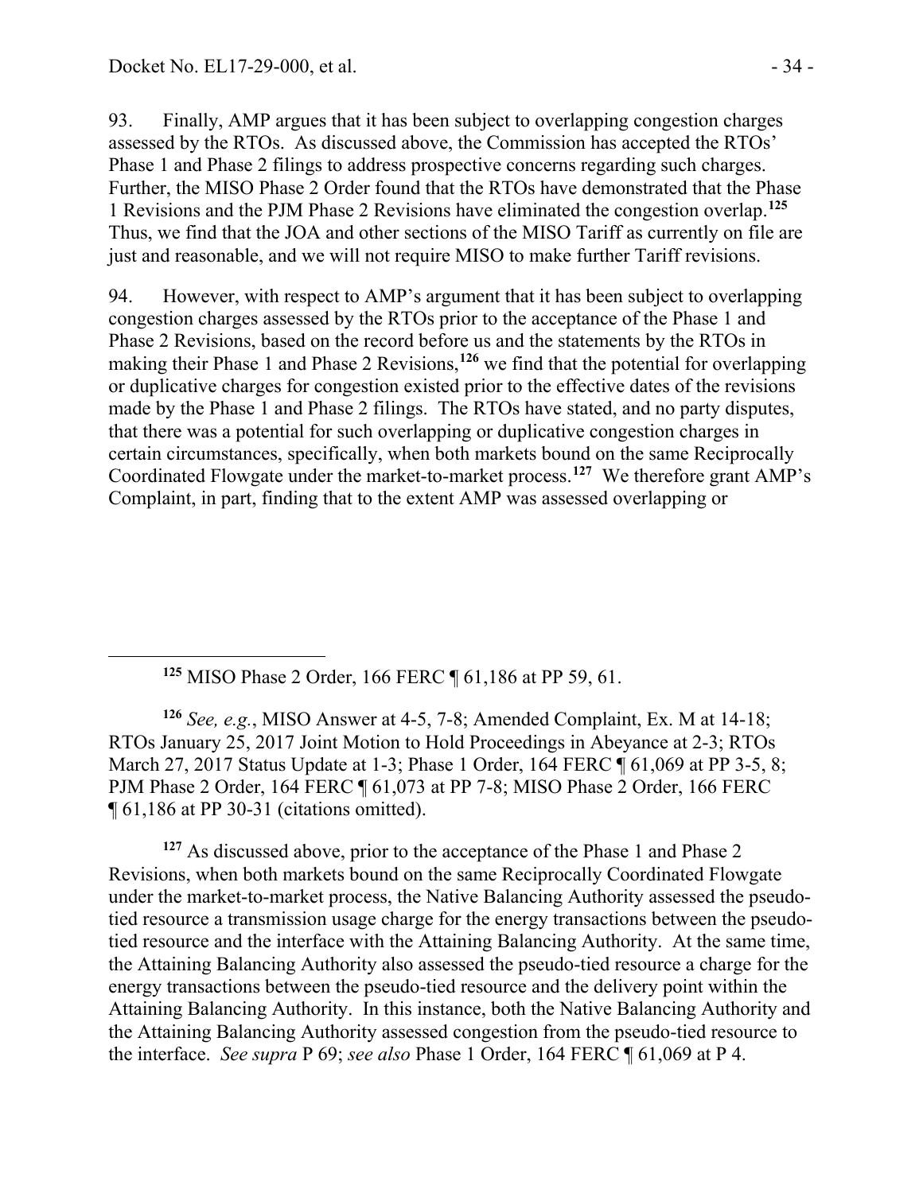93. Finally, AMP argues that it has been subject to overlapping congestion charges assessed by the RTOs. As discussed above, the Commission has accepted the RTOs' Phase 1 and Phase 2 filings to address prospective concerns regarding such charges. Further, the MISO Phase 2 Order found that the RTOs have demonstrated that the Phase 1 Revisions and the PJM Phase 2 Revisions have eliminated the congestion overlap.[125] Thus, we find that the JOA and other sections of the MISO Tariff as currently on file are just and reasonable, and we will not require MISO to make further Tariff revisions.

94. However, with respect to AMP's argument that it has been subject to overlapping congestion charges assessed by the RTOs prior to the acceptance of the Phase 1 and Phase 2 Revisions, based on the record before us and the statements by the RTOs in making their Phase 1 and Phase 2 Revisions,[126] we find that the potential for overlapping or duplicative charges for congestion existed prior to the effective dates of the revisions made by the Phase 1 and Phase 2 filings. The RTOs have stated, and no party disputes, that there was a potential for such overlapping or duplicative congestion charges in certain circumstances, specifically, when both markets bound on the same Reciprocally Coordinated Flowgate under the market-to-market process.[127] We therefore grant AMP's Complaint, in part, finding that to the extent AMP was assessed overlapping or

---

[125] MISO Phase 2 Order, 166 FERC ¶ 61,186 at PP 59, 61.

[126] *See, e.g.*, MISO Answer at 4-5, 7-8; Amended Complaint, Ex. M at 14-18; RTOs January 25, 2017 Joint Motion to Hold Proceedings in Abeyance at 2-3; RTOs March 27, 2017 Status Update at 1-3; Phase 1 Order, 164 FERC ¶ 61,069 at PP 3-5, 8; PJM Phase 2 Order, 164 FERC ¶ 61,073 at PP 7-8; MISO Phase 2 Order, 166 FERC ¶ 61,186 at PP 30-31 (citations omitted).

[127] As discussed above, prior to the acceptance of the Phase 1 and Phase 2 Revisions, when both markets bound on the same Reciprocally Coordinated Flowgate under the market-to-market process, the Native Balancing Authority assessed the pseudo-tied resource a transmission usage charge for the energy transactions between the pseudo-tied resource and the interface with the Attaining Balancing Authority. At the same time, the Attaining Balancing Authority also assessed the pseudo-tied resource a charge for the energy transactions between the pseudo-tied resource and the delivery point within the Attaining Balancing Authority. In this instance, both the Native Balancing Authority and the Attaining Balancing Authority assessed congestion from the pseudo-tied resource to the interface. *See supra* P 69; *see also* Phase 1 Order, 164 FERC ¶ 61,069 at P 4.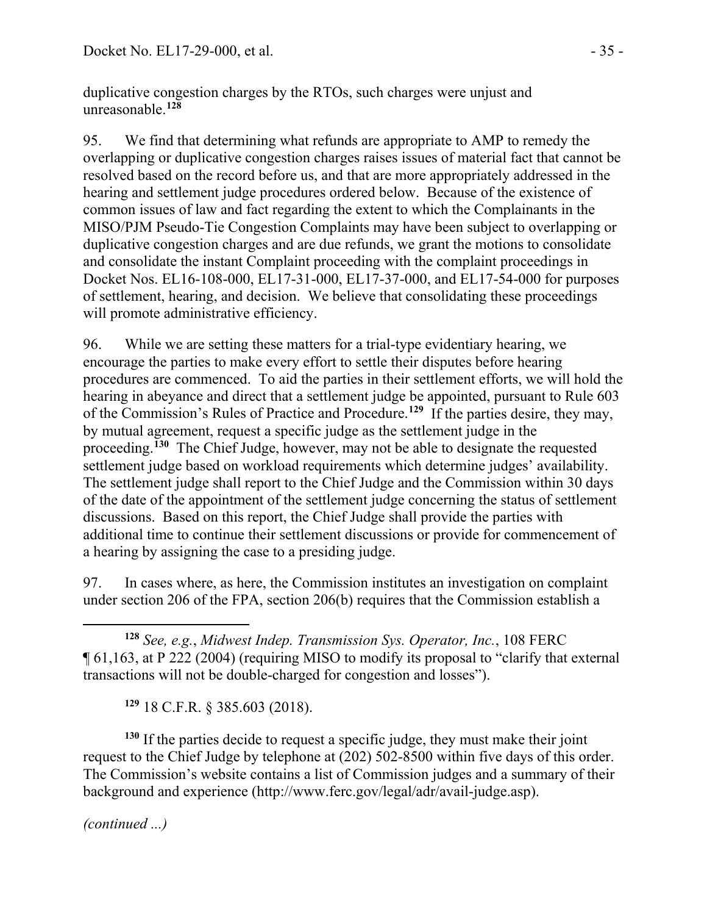duplicative congestion charges by the RTOs, such charges were unjust and unreasonable.[128]

95. We find that determining what refunds are appropriate to AMP to remedy the overlapping or duplicative congestion charges raises issues of material fact that cannot be resolved based on the record before us, and that are more appropriately addressed in the hearing and settlement judge procedures ordered below. Because of the existence of common issues of law and fact regarding the extent to which the Complainants in the MISO/PJM Pseudo-Tie Congestion Complaints may have been subject to overlapping or duplicative congestion charges and are due refunds, we grant the motions to consolidate and consolidate the instant Complaint proceeding with the complaint proceedings in Docket Nos. EL16-108-000, EL17-31-000, EL17-37-000, and EL17-54-000 for purposes of settlement, hearing, and decision. We believe that consolidating these proceedings will promote administrative efficiency.

96. While we are setting these matters for a trial-type evidentiary hearing, we encourage the parties to make every effort to settle their disputes before hearing procedures are commenced. To aid the parties in their settlement efforts, we will hold the hearing in abeyance and direct that a settlement judge be appointed, pursuant to Rule 603 of the Commission's Rules of Practice and Procedure.[129] If the parties desire, they may, by mutual agreement, request a specific judge as the settlement judge in the proceeding.[130] The Chief Judge, however, may not be able to designate the requested settlement judge based on workload requirements which determine judges' availability. The settlement judge shall report to the Chief Judge and the Commission within 30 days of the date of the appointment of the settlement judge concerning the status of settlement discussions. Based on this report, the Chief Judge shall provide the parties with additional time to continue their settlement discussions or provide for commencement of a hearing by assigning the case to a presiding judge.

97. In cases where, as here, the Commission institutes an investigation on complaint under section 206 of the FPA, section 206(b) requires that the Commission establish a

---

[128] *See, e.g.*, *Midwest Indep. Transmission Sys. Operator, Inc.*, 108 FERC ¶ 61,163, at P 222 (2004) (requiring MISO to modify its proposal to "clarify that external transactions will not be double-charged for congestion and losses").

[129] 18 C.F.R. § 385.603 (2018).

[130] If the parties decide to request a specific judge, they must make their joint request to the Chief Judge by telephone at (202) 502-8500 within five days of this order. The Commission's website contains a list of Commission judges and a summary of their background and experience (http://www.ferc.gov/legal/adr/avail-judge.asp).

*(continued ...)*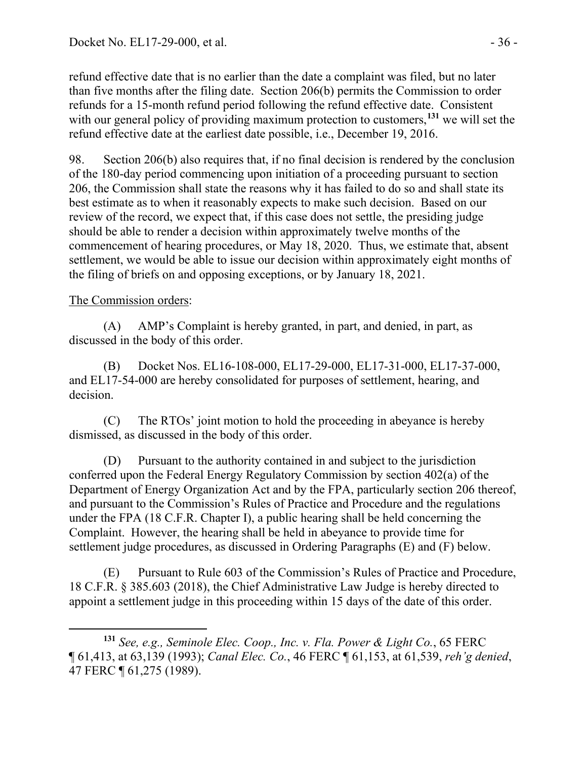refund effective date that is no earlier than the date a complaint was filed, but no later than five months after the filing date. Section 206(b) permits the Commission to order refunds for a 15-month refund period following the refund effective date. Consistent with our general policy of providing maximum protection to customers,[131] we will set the refund effective date at the earliest date possible, i.e., December 19, 2016.

98. Section 206(b) also requires that, if no final decision is rendered by the conclusion of the 180-day period commencing upon initiation of a proceeding pursuant to section 206, the Commission shall state the reasons why it has failed to do so and shall state its best estimate as to when it reasonably expects to make such decision. Based on our review of the record, we expect that, if this case does not settle, the presiding judge should be able to render a decision within approximately twelve months of the commencement of hearing procedures, or May 18, 2020. Thus, we estimate that, absent settlement, we would be able to issue our decision within approximately eight months of the filing of briefs on and opposing exceptions, or by January 18, 2021.

The Commission orders:

(A) AMP's Complaint is hereby granted, in part, and denied, in part, as discussed in the body of this order.

(B) Docket Nos. EL16-108-000, EL17-29-000, EL17-31-000, EL17-37-000, and EL17-54-000 are hereby consolidated for purposes of settlement, hearing, and decision.

(C) The RTOs' joint motion to hold the proceeding in abeyance is hereby dismissed, as discussed in the body of this order.

(D) Pursuant to the authority contained in and subject to the jurisdiction conferred upon the Federal Energy Regulatory Commission by section 402(a) of the Department of Energy Organization Act and by the FPA, particularly section 206 thereof, and pursuant to the Commission's Rules of Practice and Procedure and the regulations under the FPA (18 C.F.R. Chapter I), a public hearing shall be held concerning the Complaint. However, the hearing shall be held in abeyance to provide time for settlement judge procedures, as discussed in Ordering Paragraphs (E) and (F) below.

(E) Pursuant to Rule 603 of the Commission's Rules of Practice and Procedure, 18 C.F.R. § 385.603 (2018), the Chief Administrative Law Judge is hereby directed to appoint a settlement judge in this proceeding within 15 days of the date of this order.

---

[131] *See, e.g., Seminole Elec. Coop., Inc. v. Fla. Power & Light Co.*, 65 FERC ¶ 61,413, at 63,139 (1993); *Canal Elec. Co.*, 46 FERC ¶ 61,153, at 61,539, *reh'g denied*, 47 FERC ¶ 61,275 (1989).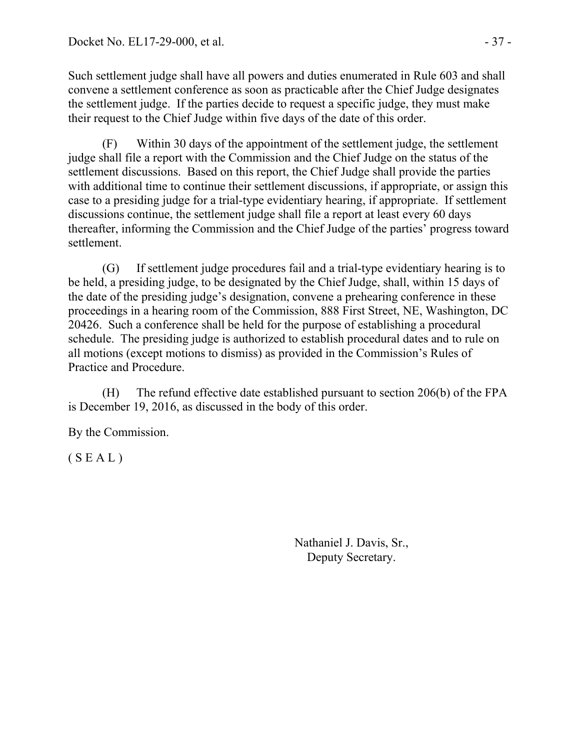Such settlement judge shall have all powers and duties enumerated in Rule 603 and shall convene a settlement conference as soon as practicable after the Chief Judge designates the settlement judge. If the parties decide to request a specific judge, they must make their request to the Chief Judge within five days of the date of this order.

(F) Within 30 days of the appointment of the settlement judge, the settlement judge shall file a report with the Commission and the Chief Judge on the status of the settlement discussions. Based on this report, the Chief Judge shall provide the parties with additional time to continue their settlement discussions, if appropriate, or assign this case to a presiding judge for a trial-type evidentiary hearing, if appropriate. If settlement discussions continue, the settlement judge shall file a report at least every 60 days thereafter, informing the Commission and the Chief Judge of the parties' progress toward settlement.

(G) If settlement judge procedures fail and a trial-type evidentiary hearing is to be held, a presiding judge, to be designated by the Chief Judge, shall, within 15 days of the date of the presiding judge's designation, convene a prehearing conference in these proceedings in a hearing room of the Commission, 888 First Street, NE, Washington, DC 20426. Such a conference shall be held for the purpose of establishing a procedural schedule. The presiding judge is authorized to establish procedural dates and to rule on all motions (except motions to dismiss) as provided in the Commission's Rules of Practice and Procedure.

(H) The refund effective date established pursuant to section 206(b) of the FPA is December 19, 2016, as discussed in the body of this order.

By the Commission.

( S E A L )

Nathaniel J. Davis, Sr.,
Deputy Secretary.